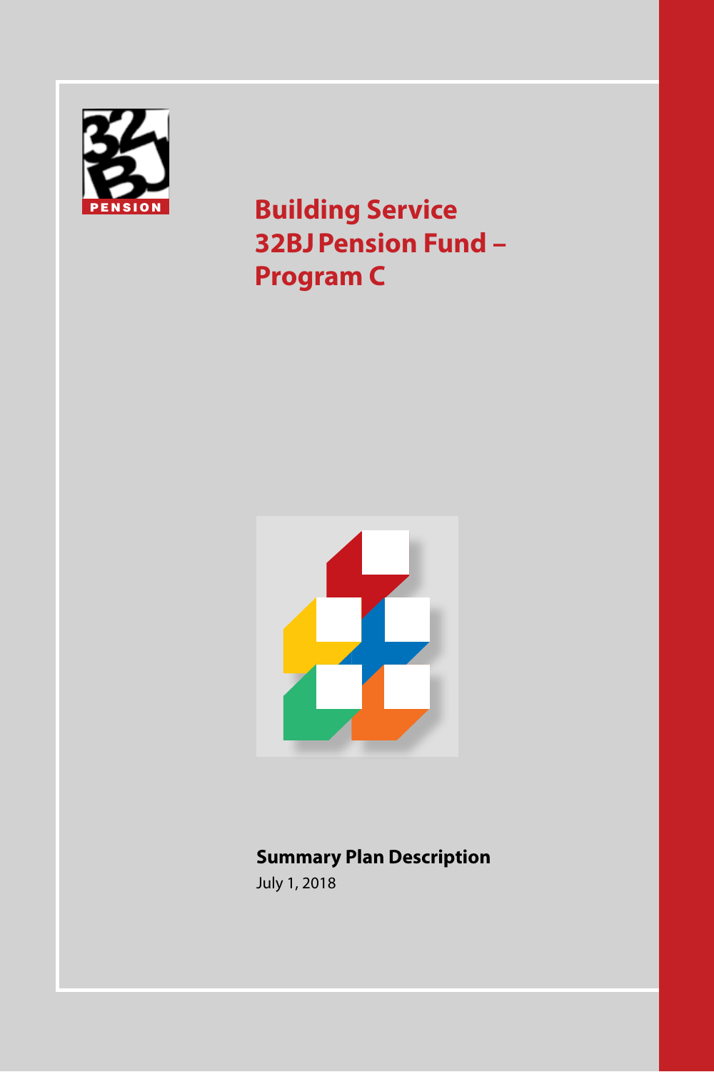PENSION

# Building Service 32BJ Pension Fund – Program C

**Summary Plan Description**

July 1, 2018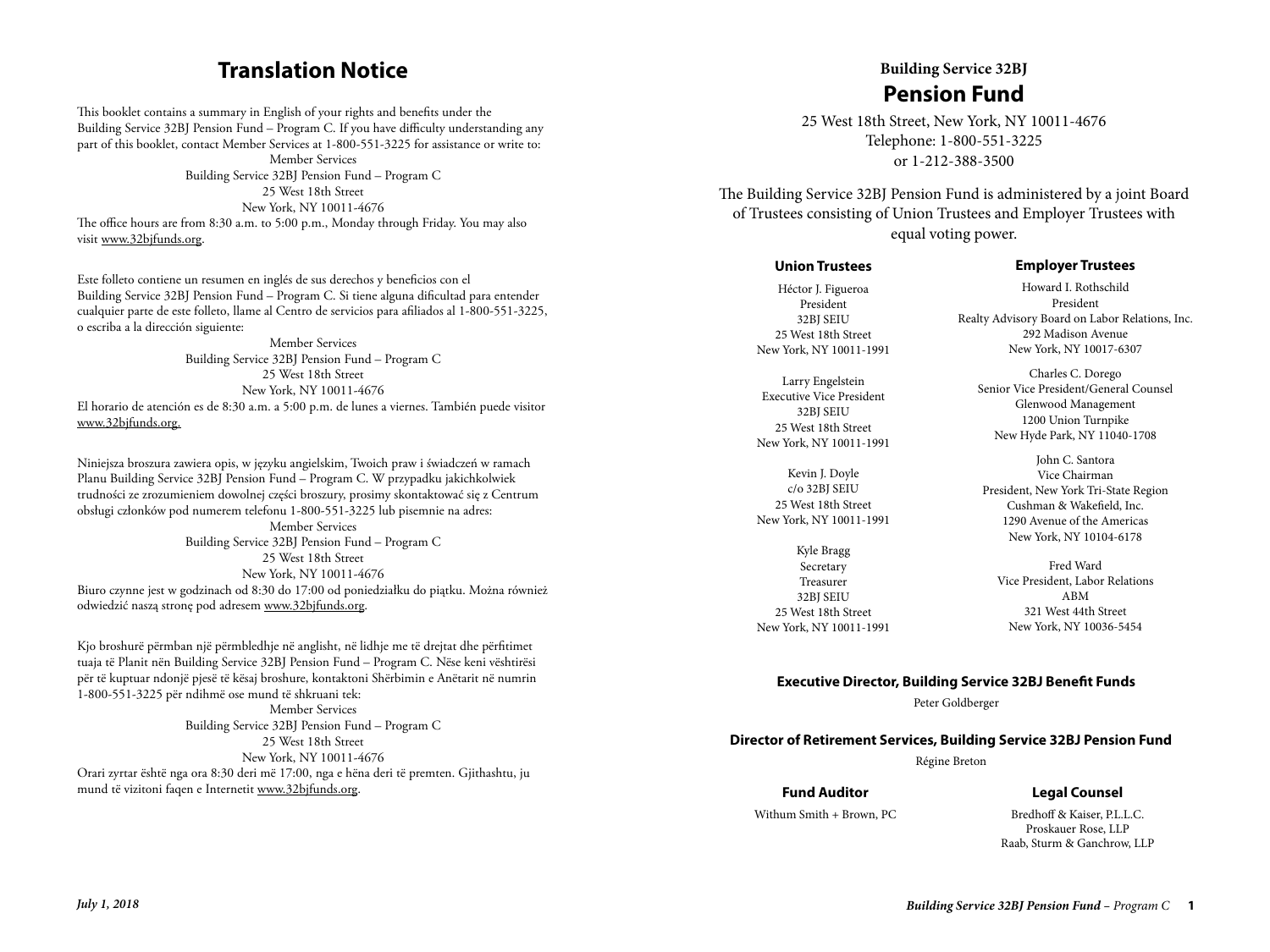# Translation Notice

This booklet contains a summary in English of your rights and benefits under the Building Service 32BJ Pension Fund – Program C. If you have difficulty understanding any part of this booklet, contact Member Services at 1-800-551-3225 for assistance or write to:

Member Services
Building Service 32BJ Pension Fund – Program C
25 West 18th Street
New York, NY 10011-4676

The office hours are from 8:30 a.m. to 5:00 p.m., Monday through Friday. You may also visit www.32bjfunds.org.

Este folleto contiene un resumen en inglés de sus derechos y beneficios con el Building Service 32BJ Pension Fund – Program C. Si tiene alguna dificultad para entender cualquier parte de este folleto, llame al Centro de servicios para afiliados al 1-800-551-3225, o escriba a la dirección siguiente:

Member Services
Building Service 32BJ Pension Fund – Program C
25 West 18th Street
New York, NY 10011-4676

El horario de atención es de 8:30 a.m. a 5:00 p.m. de lunes a viernes. También puede visitor www.32bjfunds.org.

Niniejsza broszura zawiera opis, w języku angielskim, Twoich praw i świadczeń w ramach Planu Building Service 32BJ Pension Fund – Program C. W przypadku jakichkolwiek trudności ze zrozumieniem dowolnej części broszury, prosimy skontaktować się z Centrum obsługi członków pod numerem telefonu 1-800-551-3225 lub pisemnie na adres:

Member Services
Building Service 32BJ Pension Fund – Program C
25 West 18th Street
New York, NY 10011-4676

Biuro czynne jest w godzinach od 8:30 do 17:00 od poniedziałku do piątku. Można również odwiedzić naszą stronę pod adresem www.32bjfunds.org.

Kjo broshurë përmban një përmbledhje në anglisht, në lidhje me të drejtat dhe përfitimet tuaja të Planit nën Building Service 32BJ Pension Fund – Program C. Nëse keni vështirësi për të kuptuar ndonjë pjesë të kësaj broshure, kontaktoni Shërbimin e Anëtarit në numrin 1-800-551-3225 për ndihmë ose mund të shkruani tek:

Member Services
Building Service 32BJ Pension Fund – Program C
25 West 18th Street
New York, NY 10011-4676

Orari zyrtar është nga ora 8:30 deri më 17:00, nga e hëna deri të premten. Gjithashtu, ju mund të vizitoni faqen e Internetit www.32bjfunds.org.

## Building Service 32BJ
# Pension Fund

25 West 18th Street, New York, NY 10011-4676
Telephone: 1-800-551-3225
or 1-212-388-3500

The Building Service 32BJ Pension Fund is administered by a joint Board of Trustees consisting of Union Trustees and Employer Trustees with equal voting power.

### Union Trustees

Héctor J. Figueroa
President
32BJ SEIU
25 West 18th Street
New York, NY 10011-1991

Larry Engelstein
Executive Vice President
32BJ SEIU
25 West 18th Street
New York, NY 10011-1991

Kevin J. Doyle
c/o 32BJ SEIU
25 West 18th Street
New York, NY 10011-1991

Kyle Bragg
Secretary
Treasurer
32BJ SEIU
25 West 18th Street
New York, NY 10011-1991

### Employer Trustees

Howard I. Rothschild
President
Realty Advisory Board on Labor Relations, Inc.
292 Madison Avenue
New York, NY 10017-6307

Charles C. Dorego
Senior Vice President/General Counsel
Glenwood Management
1200 Union Turnpike
New Hyde Park, NY 11040-1708

John C. Santora
Vice Chairman
President, New York Tri-State Region
Cushman & Wakefield, Inc.
1290 Avenue of the Americas
New York, NY 10104-6178

Fred Ward
Vice President, Labor Relations
ABM
321 West 44th Street
New York, NY 10036-5454

### Executive Director, Building Service 32BJ Benefit Funds

Peter Goldberger

### Director of Retirement Services, Building Service 32BJ Pension Fund

Régine Breton

### Fund Auditor

Withum Smith + Brown, PC

### Legal Counsel

Bredhoff & Kaiser, P.L.L.C.
Proskauer Rose, LLP
Raab, Sturm & Ganchrow, LLP

*July 1, 2018*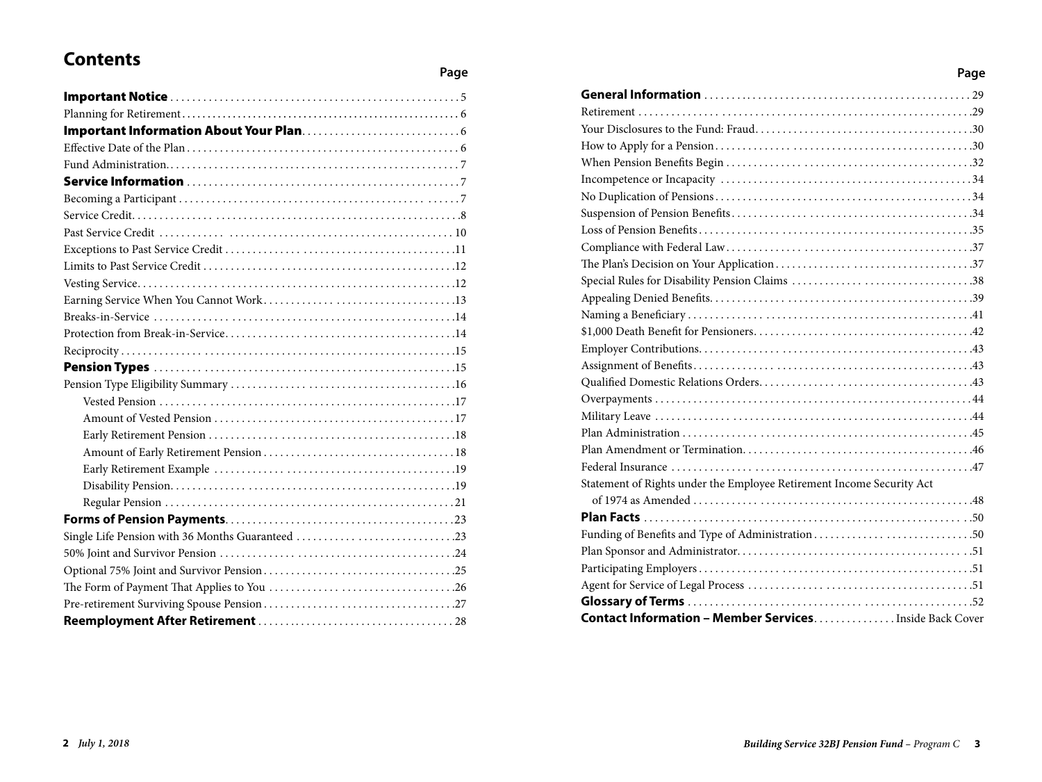# Contents

| | Page |
|---|---|
| **Important Notice** | 5 |
| Planning for Retirement | 6 |
| **Important Information About Your Plan** | 6 |
| Effective Date of the Plan | 6 |
| Fund Administration | 7 |
| **Service Information** | 7 |
| Becoming a Participant | 7 |
| Service Credit | 8 |
| Past Service Credit | 10 |
| Exceptions to Past Service Credit | 11 |
| Limits to Past Service Credit | 12 |
| Vesting Service | 12 |
| Earning Service When You Cannot Work | 13 |
| Breaks-in-Service | 14 |
| Protection from Break-in-Service | 14 |
| Reciprocity | 15 |
| **Pension Types** | 15 |
| Pension Type Eligibility Summary | 16 |
| Vested Pension | 17 |
| Amount of Vested Pension | 17 |
| Early Retirement Pension | 18 |
| Amount of Early Retirement Pension | 18 |
| Early Retirement Example | 19 |
| Disability Pension | 19 |
| Regular Pension | 21 |
| **Forms of Pension Payments** | 23 |
| Single Life Pension with 36 Months Guaranteed | 23 |
| 50% Joint and Survivor Pension | 24 |
| Optional 75% Joint and Survivor Pension | 25 |
| The Form of Payment That Applies to You | 26 |
| Pre-retirement Surviving Spouse Pension | 27 |
| **Reemployment After Retirement** | 28 |
| **General Information** | 29 |
| Retirement | 29 |
| Your Disclosures to the Fund: Fraud | 30 |
| How to Apply for a Pension | 30 |
| When Pension Benefits Begin | 32 |
| Incompetence or Incapacity | 34 |
| No Duplication of Pensions | 34 |
| Suspension of Pension Benefits | 34 |
| Loss of Pension Benefits | 35 |
| Compliance with Federal Law | 37 |
| The Plan's Decision on Your Application | 37 |
| Special Rules for Disability Pension Claims | 38 |
| Appealing Denied Benefits | 39 |
| Naming a Beneficiary | 41 |
| $1,000 Death Benefit for Pensioners | 42 |
| Employer Contributions | 43 |
| Assignment of Benefits | 43 |
| Qualified Domestic Relations Orders | 43 |
| Overpayments | 44 |
| Military Leave | 44 |
| Plan Administration | 45 |
| Plan Amendment or Termination | 46 |
| Federal Insurance | 47 |
| Statement of Rights under the Employee Retirement Income Security Act of 1974 as Amended | 48 |
| **Plan Facts** | 50 |
| Funding of Benefits and Type of Administration | 50 |
| Plan Sponsor and Administrator | 51 |
| Participating Employers | 51 |
| Agent for Service of Legal Process | 51 |
| **Glossary of Terms** | 52 |
| **Contact Information – Member Services** | Inside Back Cover |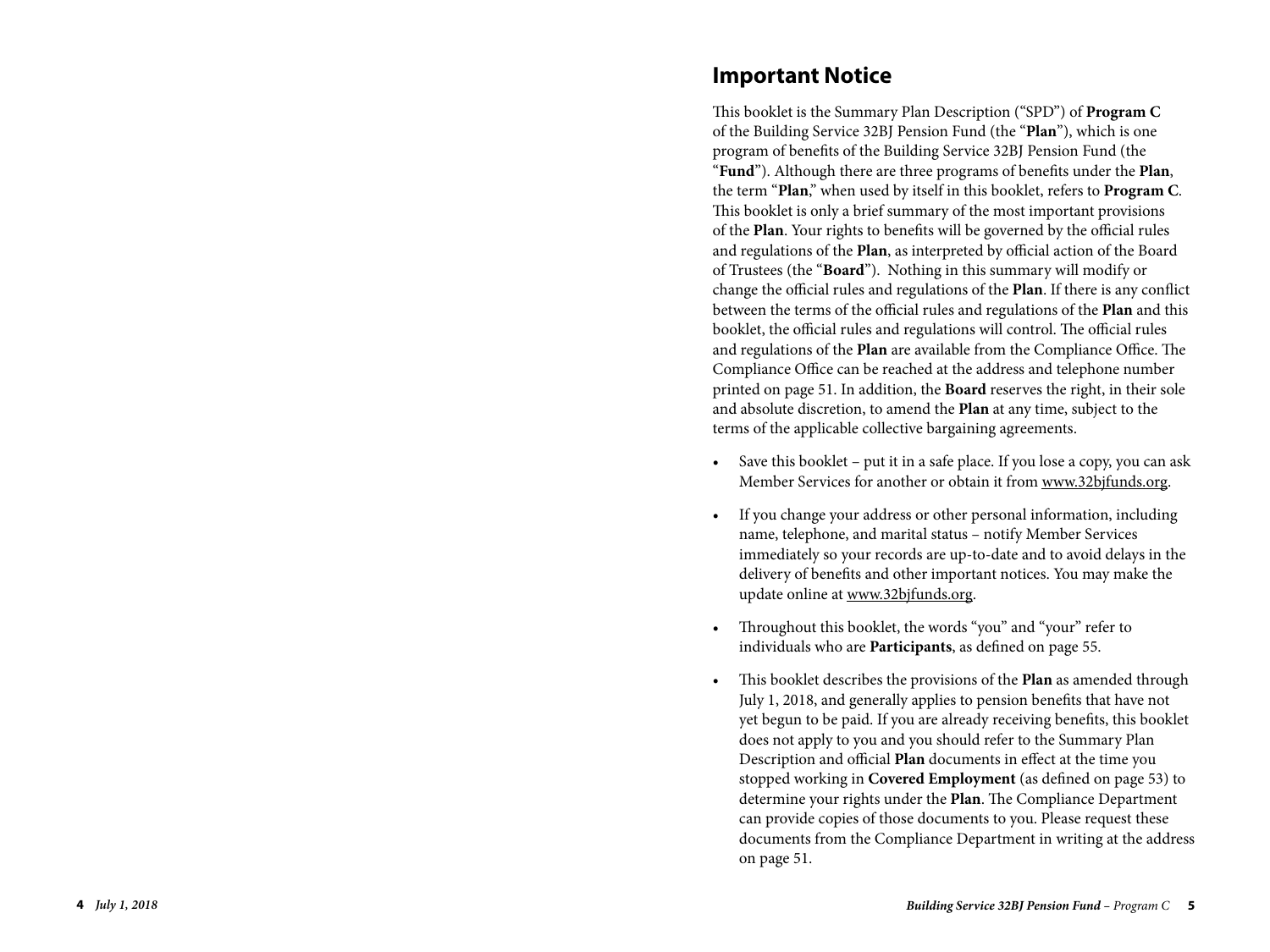## Important Notice

This booklet is the Summary Plan Description ("SPD") of **Program C** of the Building Service 32BJ Pension Fund (the "**Plan**"), which is one program of benefits of the Building Service 32BJ Pension Fund (the "**Fund**"). Although there are three programs of benefits under the **Plan**, the term "**Plan**," when used by itself in this booklet, refers to **Program C**. This booklet is only a brief summary of the most important provisions of the **Plan**. Your rights to benefits will be governed by the official rules and regulations of the **Plan**, as interpreted by official action of the Board of Trustees (the "**Board**"). Nothing in this summary will modify or change the official rules and regulations of the **Plan**. If there is any conflict between the terms of the official rules and regulations of the **Plan** and this booklet, the official rules and regulations will control. The official rules and regulations of the **Plan** are available from the Compliance Office. The Compliance Office can be reached at the address and telephone number printed on page 51. In addition, the **Board** reserves the right, in their sole and absolute discretion, to amend the **Plan** at any time, subject to the terms of the applicable collective bargaining agreements.

- Save this booklet – put it in a safe place. If you lose a copy, you can ask Member Services for another or obtain it from www.32bjfunds.org.
- If you change your address or other personal information, including name, telephone, and marital status – notify Member Services immediately so your records are up-to-date and to avoid delays in the delivery of benefits and other important notices. You may make the update online at www.32bjfunds.org.
- Throughout this booklet, the words "you" and "your" refer to individuals who are **Participants**, as defined on page 55.
- This booklet describes the provisions of the **Plan** as amended through July 1, 2018, and generally applies to pension benefits that have not yet begun to be paid. If you are already receiving benefits, this booklet does not apply to you and you should refer to the Summary Plan Description and official **Plan** documents in effect at the time you stopped working in **Covered Employment** (as defined on page 53) to determine your rights under the **Plan**. The Compliance Department can provide copies of those documents to you. Please request these documents from the Compliance Department in writing at the address on page 51.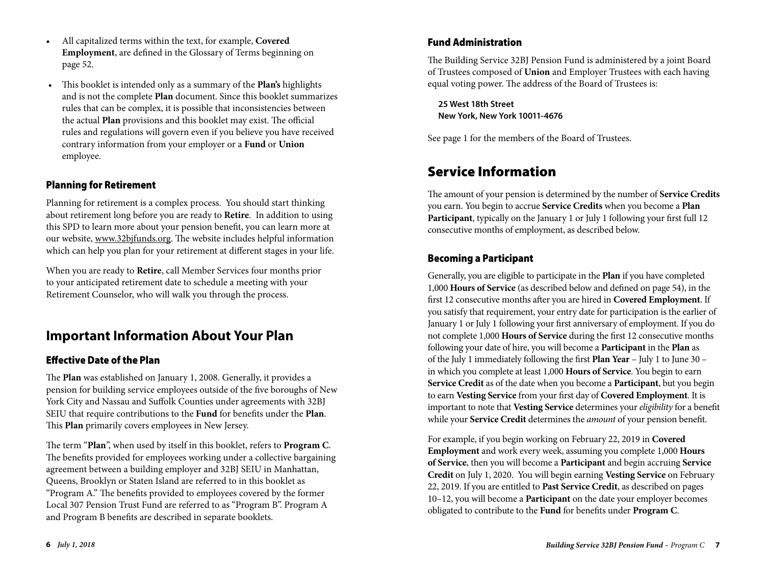- All capitalized terms within the text, for example, **Covered Employment**, are defined in the Glossary of Terms beginning on page 52.
- This booklet is intended only as a summary of the **Plan's** highlights and is not the complete **Plan** document. Since this booklet summarizes rules that can be complex, it is possible that inconsistencies between the actual **Plan** provisions and this booklet may exist. The official rules and regulations will govern even if you believe you have received contrary information from your employer or a **Fund** or **Union** employee.

### Planning for Retirement

Planning for retirement is a complex process. You should start thinking about retirement long before you are ready to **Retire**. In addition to using this SPD to learn more about your pension benefit, you can learn more at our website, www.32bjfunds.org. The website includes helpful information which can help you plan for your retirement at different stages in your life.

When you are ready to **Retire**, call Member Services four months prior to your anticipated retirement date to schedule a meeting with your Retirement Counselor, who will walk you through the process.

## Important Information About Your Plan

### Effective Date of the Plan

The **Plan** was established on January 1, 2008. Generally, it provides a pension for building service employees outside of the five boroughs of New York City and Nassau and Suffolk Counties under agreements with 32BJ SEIU that require contributions to the **Fund** for benefits under the **Plan**. This **Plan** primarily covers employees in New Jersey.

The term "**Plan**", when used by itself in this booklet, refers to **Program C**. The benefits provided for employees working under a collective bargaining agreement between a building employer and 32BJ SEIU in Manhattan, Queens, Brooklyn or Staten Island are referred to in this booklet as "Program A." The benefits provided to employees covered by the former Local 307 Pension Trust Fund are referred to as "Program B". Program A and Program B benefits are described in separate booklets.

### Fund Administration

The Building Service 32BJ Pension Fund is administered by a joint Board of Trustees composed of **Union** and Employer Trustees with each having equal voting power. The address of the Board of Trustees is:

**25 West 18th Street**
**New York, New York 10011-4676**

See page 1 for the members of the Board of Trustees.

## Service Information

The amount of your pension is determined by the number of **Service Credits** you earn. You begin to accrue **Service Credits** when you become a **Plan Participant**, typically on the January 1 or July 1 following your first full 12 consecutive months of employment, as described below.

### Becoming a Participant

Generally, you are eligible to participate in the **Plan** if you have completed 1,000 **Hours of Service** (as described below and defined on page 54), in the first 12 consecutive months after you are hired in **Covered Employment**. If you satisfy that requirement, your entry date for participation is the earlier of January 1 or July 1 following your first anniversary of employment. If you do not complete 1,000 **Hours of Service** during the first 12 consecutive months following your date of hire, you will become a **Participant** in the **Plan** as of the July 1 immediately following the first **Plan Year** – July 1 to June 30 – in which you complete at least 1,000 **Hours of Service**. You begin to earn **Service Credit** as of the date when you become a **Participant**, but you begin to earn **Vesting Service** from your first day of **Covered Employment**. It is important to note that **Vesting Service** determines your *eligibility* for a benefit while your **Service Credit** determines the *amount* of your pension benefit.

For example, if you begin working on February 22, 2019 in **Covered Employment** and work every week, assuming you complete 1,000 **Hours of Service**, then you will become a **Participant** and begin accruing **Service Credit** on July 1, 2020. You will begin earning **Vesting Service** on February 22, 2019. If you are entitled to **Past Service Credit**, as described on pages 10–12, you will become a **Participant** on the date your employer becomes obligated to contribute to the **Fund** for benefits under **Program C**.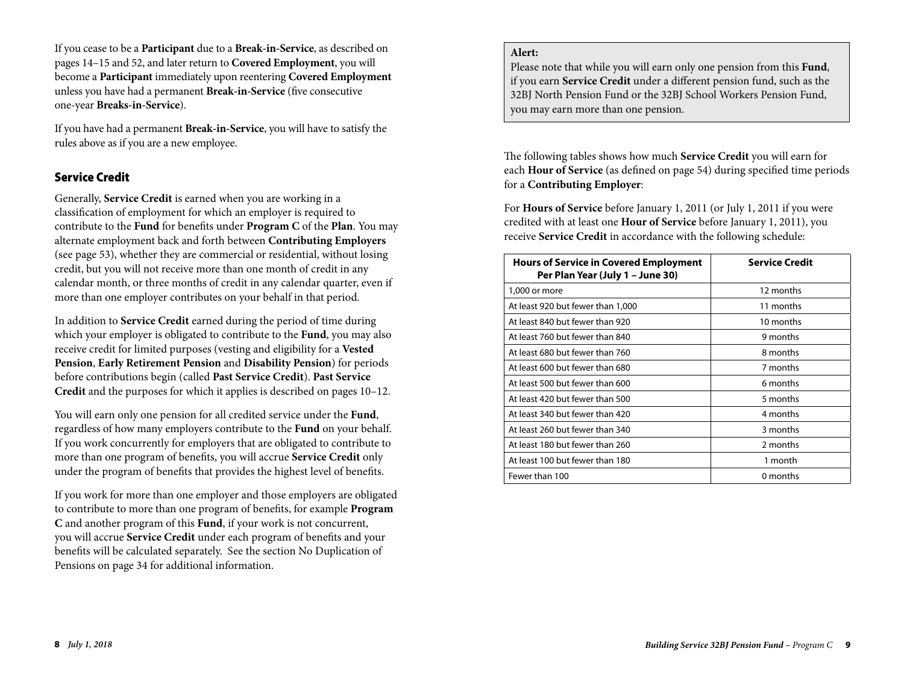If you cease to be a **Participant** due to a **Break-in-Service**, as described on pages 14–15 and 52, and later return to **Covered Employment**, you will become a **Participant** immediately upon reentering **Covered Employment** unless you have had a permanent **Break-in-Service** (five consecutive one-year **Breaks-in-Service**).

If you have had a permanent **Break-in-Service**, you will have to satisfy the rules above as if you are a new employee.

## Service Credit

Generally, **Service Credit** is earned when you are working in a classification of employment for which an employer is required to contribute to the **Fund** for benefits under **Program C** of the **Plan**. You may alternate employment back and forth between **Contributing Employers** (see page 53), whether they are commercial or residential, without losing credit, but you will not receive more than one month of credit in any calendar month, or three months of credit in any calendar quarter, even if more than one employer contributes on your behalf in that period.

In addition to **Service Credit** earned during the period of time during which your employer is obligated to contribute to the **Fund**, you may also receive credit for limited purposes (vesting and eligibility for a **Vested Pension**, **Early Retirement Pension** and **Disability Pension**) for periods before contributions begin (called **Past Service Credit**). **Past Service Credit** and the purposes for which it applies is described on pages 10–12.

You will earn only one pension for all credited service under the **Fund**, regardless of how many employers contribute to the **Fund** on your behalf. If you work concurrently for employers that are obligated to contribute to more than one program of benefits, you will accrue **Service Credit** only under the program of benefits that provides the highest level of benefits.

If you work for more than one employer and those employers are obligated to contribute to more than one program of benefits, for example **Program C** and another program of this **Fund**, if your work is not concurrent, you will accrue **Service Credit** under each program of benefits and your benefits will be calculated separately. See the section No Duplication of Pensions on page 34 for additional information.

**Alert:**
Please note that while you will earn only one pension from this **Fund**, if you earn **Service Credit** under a different pension fund, such as the 32BJ North Pension Fund or the 32BJ School Workers Pension Fund, you may earn more than one pension.

The following tables shows how much **Service Credit** you will earn for each **Hour of Service** (as defined on page 54) during specified time periods for a **Contributing Employer**:

For **Hours of Service** before January 1, 2011 (or July 1, 2011 if you were credited with at least one **Hour of Service** before January 1, 2011), you receive **Service Credit** in accordance with the following schedule:

| Hours of Service in Covered Employment Per Plan Year (July 1 – June 30) | Service Credit |
|---|---|
| 1,000 or more | 12 months |
| At least 920 but fewer than 1,000 | 11 months |
| At least 840 but fewer than 920 | 10 months |
| At least 760 but fewer than 840 | 9 months |
| At least 680 but fewer than 760 | 8 months |
| At least 600 but fewer than 680 | 7 months |
| At least 500 but fewer than 600 | 6 months |
| At least 420 but fewer than 500 | 5 months |
| At least 340 but fewer than 420 | 4 months |
| At least 260 but fewer than 340 | 3 months |
| At least 180 but fewer than 260 | 2 months |
| At least 100 but fewer than 180 | 1 month |
| Fewer than 100 | 0 months |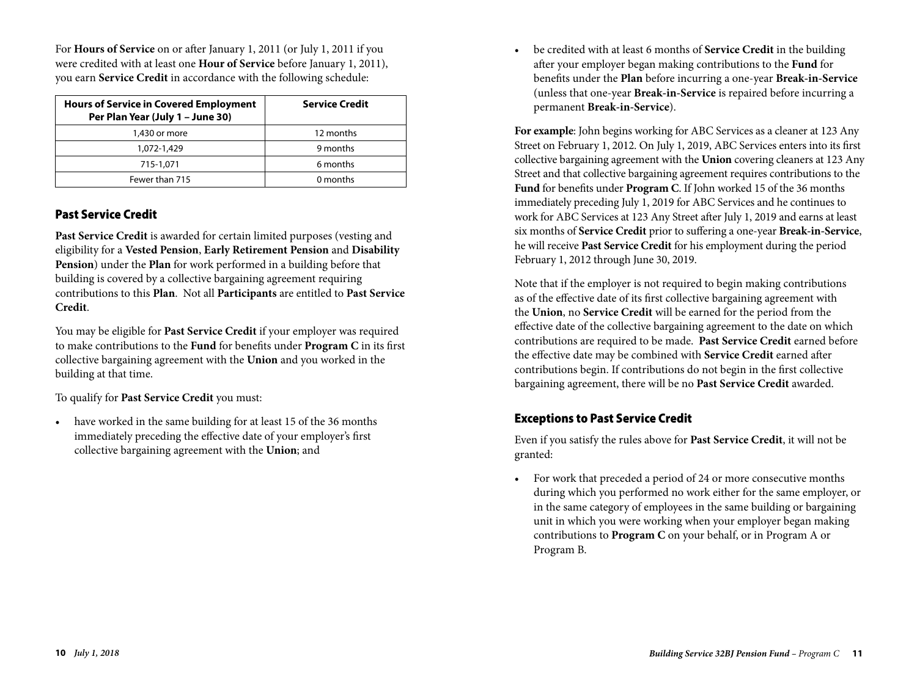For **Hours of Service** on or after January 1, 2011 (or July 1, 2011 if you were credited with at least one **Hour of Service** before January 1, 2011), you earn **Service Credit** in accordance with the following schedule:

| Hours of Service in Covered Employment Per Plan Year (July 1 – June 30) | Service Credit |
|---|---|
| 1,430 or more | 12 months |
| 1,072-1,429 | 9 months |
| 715-1,071 | 6 months |
| Fewer than 715 | 0 months |

## Past Service Credit

**Past Service Credit** is awarded for certain limited purposes (vesting and eligibility for a **Vested Pension**, **Early Retirement Pension** and **Disability Pension**) under the **Plan** for work performed in a building before that building is covered by a collective bargaining agreement requiring contributions to this **Plan**. Not all **Participants** are entitled to **Past Service Credit**.

You may be eligible for **Past Service Credit** if your employer was required to make contributions to the **Fund** for benefits under **Program C** in its first collective bargaining agreement with the **Union** and you worked in the building at that time.

To qualify for **Past Service Credit** you must:

- have worked in the same building for at least 15 of the 36 months immediately preceding the effective date of your employer's first collective bargaining agreement with the **Union**; and
- be credited with at least 6 months of **Service Credit** in the building after your employer began making contributions to the **Fund** for benefits under the **Plan** before incurring a one-year **Break-in-Service** (unless that one-year **Break-in-Service** is repaired before incurring a permanent **Break-in-Service**).

**For example**: John begins working for ABC Services as a cleaner at 123 Any Street on February 1, 2012. On July 1, 2019, ABC Services enters into its first collective bargaining agreement with the **Union** covering cleaners at 123 Any Street and that collective bargaining agreement requires contributions to the **Fund** for benefits under **Program C**. If John worked 15 of the 36 months immediately preceding July 1, 2019 for ABC Services and he continues to work for ABC Services at 123 Any Street after July 1, 2019 and earns at least six months of **Service Credit** prior to suffering a one-year **Break-in-Service**, he will receive **Past Service Credit** for his employment during the period February 1, 2012 through June 30, 2019.

Note that if the employer is not required to begin making contributions as of the effective date of its first collective bargaining agreement with the **Union**, no **Service Credit** will be earned for the period from the effective date of the collective bargaining agreement to the date on which contributions are required to be made. **Past Service Credit** earned before the effective date may be combined with **Service Credit** earned after contributions begin. If contributions do not begin in the first collective bargaining agreement, there will be no **Past Service Credit** awarded.

## Exceptions to Past Service Credit

Even if you satisfy the rules above for **Past Service Credit**, it will not be granted:

- For work that preceded a period of 24 or more consecutive months during which you performed no work either for the same employer, or in the same category of employees in the same building or bargaining unit in which you were working when your employer began making contributions to **Program C** on your behalf, or in Program A or Program B.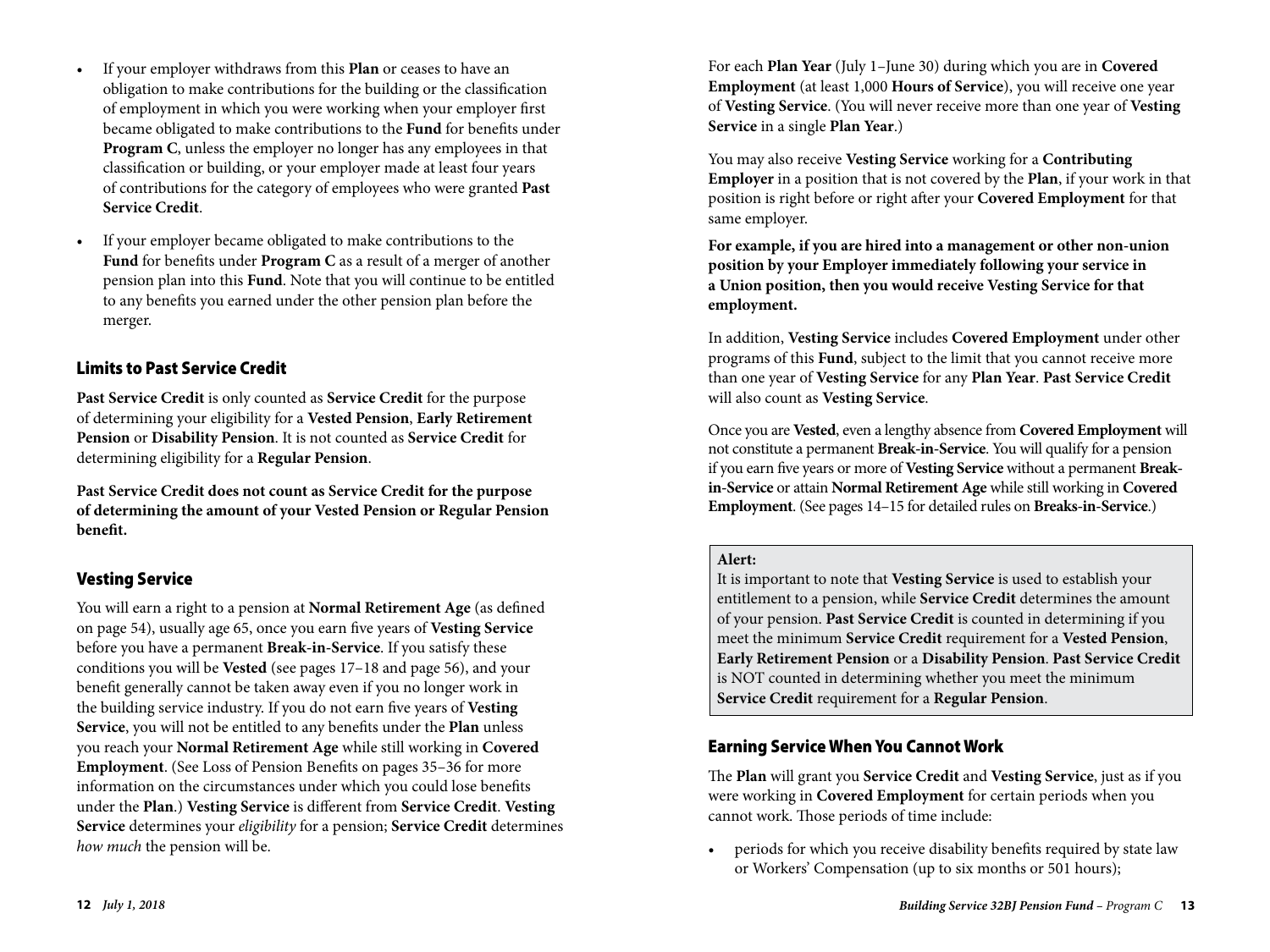- If your employer withdraws from this **Plan** or ceases to have an obligation to make contributions for the building or the classification of employment in which you were working when your employer first became obligated to make contributions to the **Fund** for benefits under **Program C**, unless the employer no longer has any employees in that classification or building, or your employer made at least four years of contributions for the category of employees who were granted **Past Service Credit**.
- If your employer became obligated to make contributions to the **Fund** for benefits under **Program C** as a result of a merger of another pension plan into this **Fund**. Note that you will continue to be entitled to any benefits you earned under the other pension plan before the merger.

## Limits to Past Service Credit

**Past Service Credit** is only counted as **Service Credit** for the purpose of determining your eligibility for a **Vested Pension**, **Early Retirement Pension** or **Disability Pension**. It is not counted as **Service Credit** for determining eligibility for a **Regular Pension**.

**Past Service Credit does not count as Service Credit for the purpose of determining the amount of your Vested Pension or Regular Pension benefit.**

## Vesting Service

You will earn a right to a pension at **Normal Retirement Age** (as defined on page 54), usually age 65, once you earn five years of **Vesting Service** before you have a permanent **Break-in-Service**. If you satisfy these conditions you will be **Vested** (see pages 17–18 and page 56), and your benefit generally cannot be taken away even if you no longer work in the building service industry. If you do not earn five years of **Vesting Service**, you will not be entitled to any benefits under the **Plan** unless you reach your **Normal Retirement Age** while still working in **Covered Employment**. (See Loss of Pension Benefits on pages 35–36 for more information on the circumstances under which you could lose benefits under the **Plan**.) **Vesting Service** is different from **Service Credit**. **Vesting Service** determines your *eligibility* for a pension; **Service Credit** determines *how much* the pension will be.

For each **Plan Year** (July 1–June 30) during which you are in **Covered Employment** (at least 1,000 **Hours of Service**), you will receive one year of **Vesting Service**. (You will never receive more than one year of **Vesting Service** in a single **Plan Year**.)

You may also receive **Vesting Service** working for a **Contributing Employer** in a position that is not covered by the **Plan**, if your work in that position is right before or right after your **Covered Employment** for that same employer.

**For example, if you are hired into a management or other non-union position by your Employer immediately following your service in a Union position, then you would receive Vesting Service for that employment.**

In addition, **Vesting Service** includes **Covered Employment** under other programs of this **Fund**, subject to the limit that you cannot receive more than one year of **Vesting Service** for any **Plan Year**. **Past Service Credit** will also count as **Vesting Service**.

Once you are **Vested**, even a lengthy absence from **Covered Employment** will not constitute a permanent **Break-in-Service**. You will qualify for a pension if you earn five years or more of **Vesting Service** without a permanent **Break-in-Service** or attain **Normal Retirement Age** while still working in **Covered Employment**. (See pages 14–15 for detailed rules on **Breaks-in-Service**.)

> **Alert:**
> It is important to note that **Vesting Service** is used to establish your entitlement to a pension, while **Service Credit** determines the amount of your pension. **Past Service Credit** is counted in determining if you meet the minimum **Service Credit** requirement for a **Vested Pension**, **Early Retirement Pension** or a **Disability Pension**. **Past Service Credit** is NOT counted in determining whether you meet the minimum **Service Credit** requirement for a **Regular Pension**.

## Earning Service When You Cannot Work

The **Plan** will grant you **Service Credit** and **Vesting Service**, just as if you were working in **Covered Employment** for certain periods when you cannot work. Those periods of time include:

- periods for which you receive disability benefits required by state law or Workers' Compensation (up to six months or 501 hours);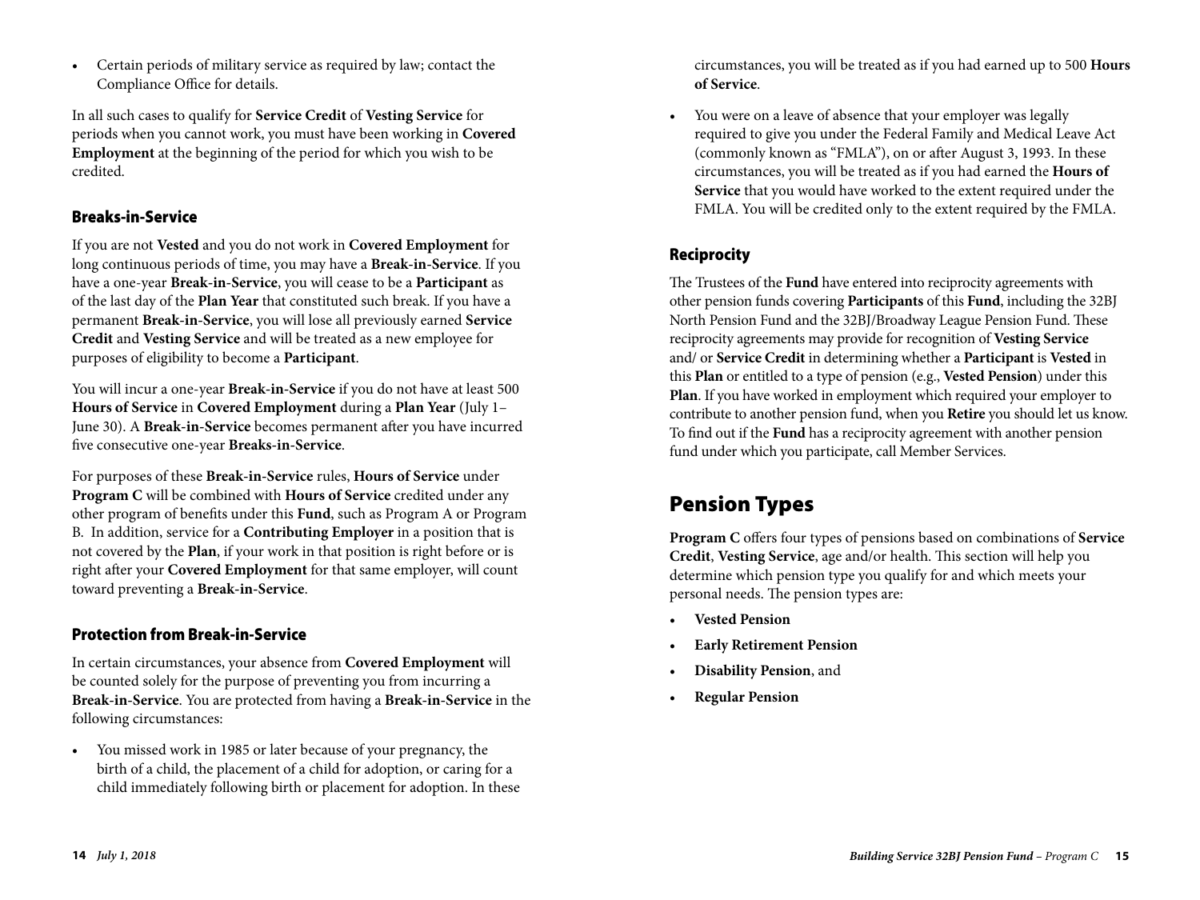- Certain periods of military service as required by law; contact the Compliance Office for details.

In all such cases to qualify for **Service Credit** of **Vesting Service** for periods when you cannot work, you must have been working in **Covered Employment** at the beginning of the period for which you wish to be credited.

### Breaks-in-Service

If you are not **Vested** and you do not work in **Covered Employment** for long continuous periods of time, you may have a **Break-in-Service**. If you have a one-year **Break-in-Service**, you will cease to be a **Participant** as of the last day of the **Plan Year** that constituted such break. If you have a permanent **Break-in-Service**, you will lose all previously earned **Service Credit** and **Vesting Service** and will be treated as a new employee for purposes of eligibility to become a **Participant**.

You will incur a one-year **Break-in-Service** if you do not have at least 500 **Hours of Service** in **Covered Employment** during a **Plan Year** (July 1– June 30). A **Break-in-Service** becomes permanent after you have incurred five consecutive one-year **Breaks-in-Service**.

For purposes of these **Break-in-Service** rules, **Hours of Service** under **Program C** will be combined with **Hours of Service** credited under any other program of benefits under this **Fund**, such as Program A or Program B. In addition, service for a **Contributing Employer** in a position that is not covered by the **Plan**, if your work in that position is right before or is right after your **Covered Employment** for that same employer, will count toward preventing a **Break-in-Service**.

### Protection from Break-in-Service

In certain circumstances, your absence from **Covered Employment** will be counted solely for the purpose of preventing you from incurring a **Break-in-Service**. You are protected from having a **Break-in-Service** in the following circumstances:

- You missed work in 1985 or later because of your pregnancy, the birth of a child, the placement of a child for adoption, or caring for a child immediately following birth or placement for adoption. In these circumstances, you will be treated as if you had earned up to 500 **Hours of Service**.
- You were on a leave of absence that your employer was legally required to give you under the Federal Family and Medical Leave Act (commonly known as "FMLA"), on or after August 3, 1993. In these circumstances, you will be treated as if you had earned the **Hours of Service** that you would have worked to the extent required under the FMLA. You will be credited only to the extent required by the FMLA.

### Reciprocity

The Trustees of the **Fund** have entered into reciprocity agreements with other pension funds covering **Participants** of this **Fund**, including the 32BJ North Pension Fund and the 32BJ/Broadway League Pension Fund. These reciprocity agreements may provide for recognition of **Vesting Service** and/ or **Service Credit** in determining whether a **Participant** is **Vested** in this **Plan** or entitled to a type of pension (e.g., **Vested Pension**) under this **Plan**. If you have worked in employment which required your employer to contribute to another pension fund, when you **Retire** you should let us know. To find out if the **Fund** has a reciprocity agreement with another pension fund under which you participate, call Member Services.

## Pension Types

**Program C** offers four types of pensions based on combinations of **Service Credit**, **Vesting Service**, age and/or health. This section will help you determine which pension type you qualify for and which meets your personal needs. The pension types are:

- **Vested Pension**
- **Early Retirement Pension**
- **Disability Pension**, and
- **Regular Pension**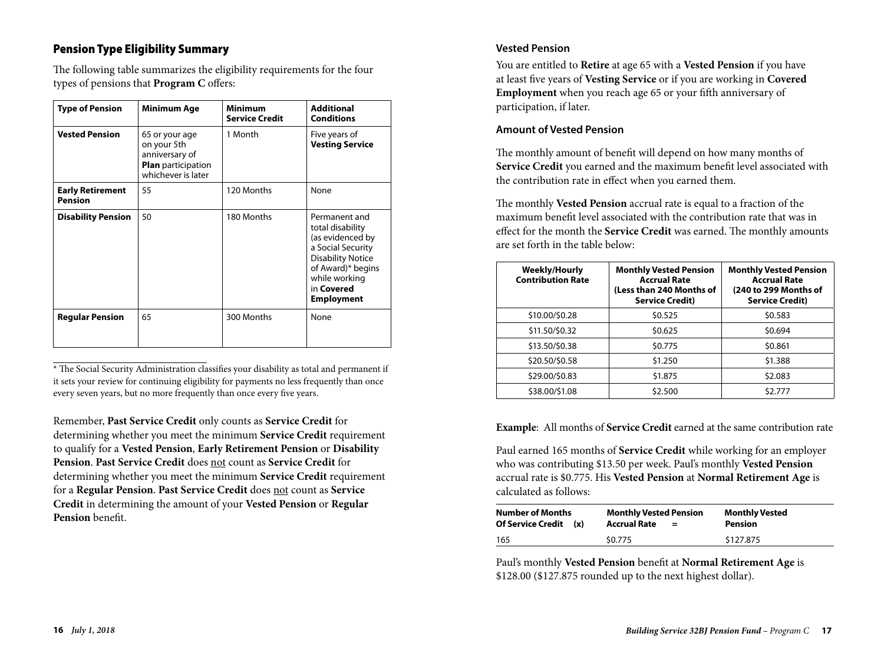## Pension Type Eligibility Summary

The following table summarizes the eligibility requirements for the four types of pensions that **Program C** offers:

| Type of Pension | Minimum Age | Minimum Service Credit | Additional Conditions |
|---|---|---|---|
| **Vested Pension** | 65 or your age on your 5th anniversary of **Plan** participation whichever is later | 1 Month | Five years of **Vesting Service** |
| **Early Retirement Pension** | 55 | 120 Months | None |
| **Disability Pension** | 50 | 180 Months | Permanent and total disability (as evidenced by a Social Security Disability Notice of Award)* begins while working in **Covered Employment** |
| **Regular Pension** | 65 | 300 Months | None |

* The Social Security Administration classifies your disability as total and permanent if it sets your review for continuing eligibility for payments no less frequently than once every seven years, but no more frequently than once every five years.

Remember, **Past Service Credit** only counts as **Service Credit** for determining whether you meet the minimum **Service Credit** requirement to qualify for a **Vested Pension**, **Early Retirement Pension** or **Disability Pension**. **Past Service Credit** does not count as **Service Credit** for determining whether you meet the minimum **Service Credit** requirement for a **Regular Pension**. **Past Service Credit** does not count as **Service Credit** in determining the amount of your **Vested Pension** or **Regular Pension** benefit.

### Vested Pension

You are entitled to **Retire** at age 65 with a **Vested Pension** if you have at least five years of **Vesting Service** or if you are working in **Covered Employment** when you reach age 65 or your fifth anniversary of participation, if later.

### Amount of Vested Pension

The monthly amount of benefit will depend on how many months of **Service Credit** you earned and the maximum benefit level associated with the contribution rate in effect when you earned them.

The monthly **Vested Pension** accrual rate is equal to a fraction of the maximum benefit level associated with the contribution rate that was in effect for the month the **Service Credit** was earned. The monthly amounts are set forth in the table below:

| Weekly/Hourly Contribution Rate | Monthly Vested Pension Accrual Rate (Less than 240 Months of Service Credit) | Monthly Vested Pension Accrual Rate (240 to 299 Months of Service Credit) |
|---|---|---|
| $10.00/$0.28 | $0.525 | $0.583 |
| $11.50/$0.32 | $0.625 | $0.694 |
| $13.50/$0.38 | $0.775 | $0.861 |
| $20.50/$0.58 | $1.250 | $1.388 |
| $29.00/$0.83 | $1.875 | $2.083 |
| $38.00/$1.08 | $2.500 | $2.777 |

**Example**: All months of **Service Credit** earned at the same contribution rate

Paul earned 165 months of **Service Credit** while working for an employer who was contributing $13.50 per week. Paul's monthly **Vested Pension** accrual rate is $0.775. His **Vested Pension** at **Normal Retirement Age** is calculated as follows:

| Number of Months Of Service Credit (x) | Monthly Vested Pension Accrual Rate = | Monthly Vested Pension |
|---|---|---|
| 165 | $0.775 | $127.875 |

Paul's monthly **Vested Pension** benefit at **Normal Retirement Age** is $128.00 ($127.875 rounded up to the next highest dollar).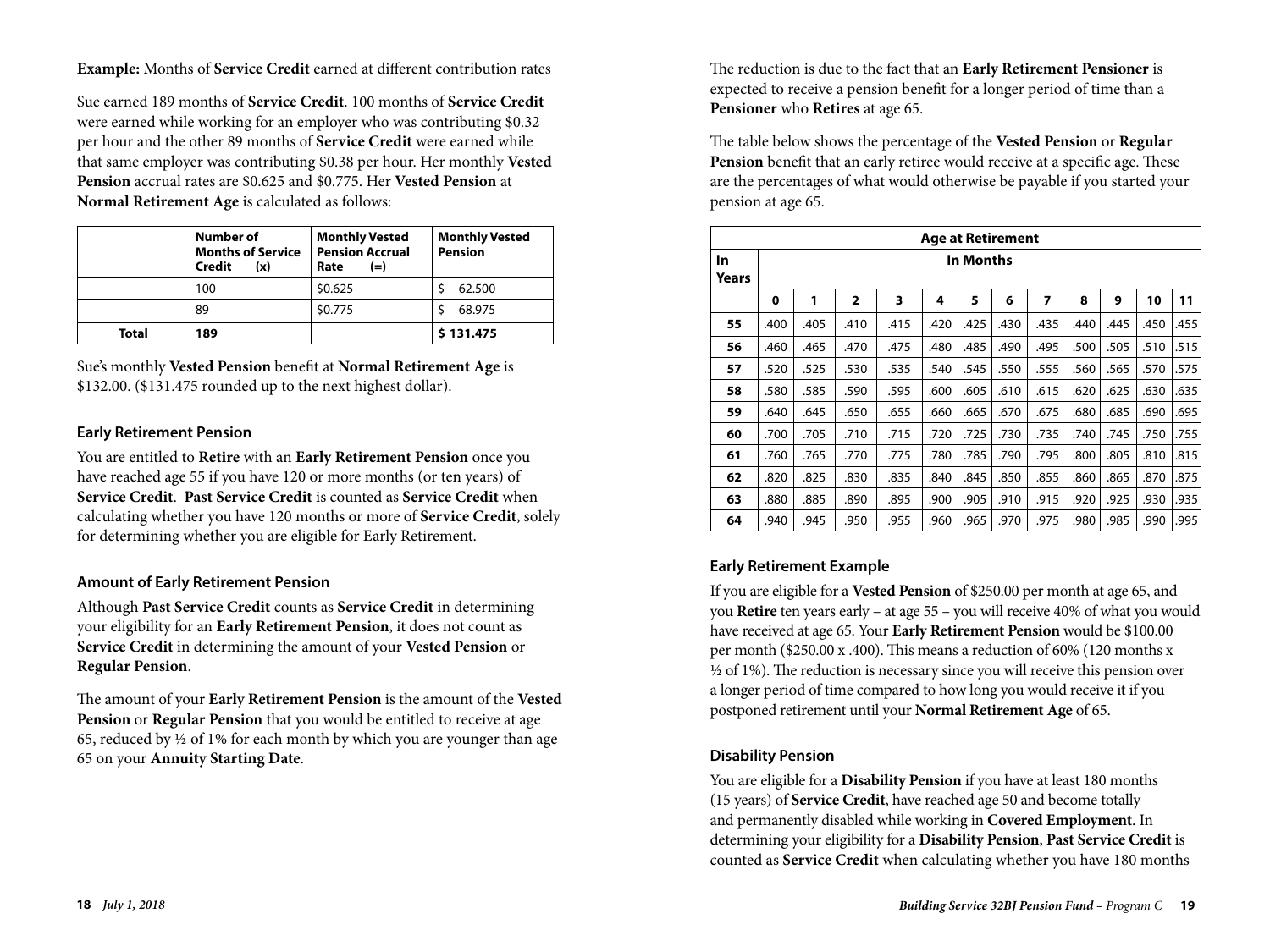**Example:** Months of **Service Credit** earned at different contribution rates

Sue earned 189 months of **Service Credit**. 100 months of **Service Credit** were earned while working for an employer who was contributing $0.32 per hour and the other 89 months of **Service Credit** were earned while that same employer was contributing $0.38 per hour. Her monthly **Vested Pension** accrual rates are $0.625 and $0.775. Her **Vested Pension** at **Normal Retirement Age** is calculated as follows:

| | Number of Months of Service Credit (x) | Monthly Vested Pension Accrual Rate (=) | Monthly Vested Pension |
|---|---|---|---|
| | 100 | $0.625 | $ 62.500 |
| | 89 | $0.775 | $ 68.975 |
| **Total** | **189** | | **$ 131.475** |

Sue's monthly **Vested Pension** benefit at **Normal Retirement Age** is $132.00. ($131.475 rounded up to the next highest dollar).

### Early Retirement Pension

You are entitled to **Retire** with an **Early Retirement Pension** once you have reached age 55 if you have 120 or more months (or ten years) of **Service Credit**. **Past Service Credit** is counted as **Service Credit** when calculating whether you have 120 months or more of **Service Credit**, solely for determining whether you are eligible for Early Retirement.

### Amount of Early Retirement Pension

Although **Past Service Credit** counts as **Service Credit** in determining your eligibility for an **Early Retirement Pension**, it does not count as **Service Credit** in determining the amount of your **Vested Pension** or **Regular Pension**.

The amount of your **Early Retirement Pension** is the amount of the **Vested Pension** or **Regular Pension** that you would be entitled to receive at age 65, reduced by ½ of 1% for each month by which you are younger than age 65 on your **Annuity Starting Date**.

The reduction is due to the fact that an **Early Retirement Pensioner** is expected to receive a pension benefit for a longer period of time than a **Pensioner** who **Retires** at age 65.

The table below shows the percentage of the **Vested Pension** or **Regular Pension** benefit that an early retiree would receive at a specific age. These are the percentages of what would otherwise be payable if you started your pension at age 65.

| Age at Retirement | | | | | | | | | | | | |
|---|---|---|---|---|---|---|---|---|---|---|---|---|
| **In Years** | **In Months** | | | | | | | | | | | |
| | **0** | **1** | **2** | **3** | **4** | **5** | **6** | **7** | **8** | **9** | **10** | **11** |
| **55** | .400 | .405 | .410 | .415 | .420 | .425 | .430 | .435 | .440 | .445 | .450 | .455 |
| **56** | .460 | .465 | .470 | .475 | .480 | .485 | .490 | .495 | .500 | .505 | .510 | .515 |
| **57** | .520 | .525 | .530 | .535 | .540 | .545 | .550 | .555 | .560 | .565 | .570 | .575 |
| **58** | .580 | .585 | .590 | .595 | .600 | .605 | .610 | .615 | .620 | .625 | .630 | .635 |
| **59** | .640 | .645 | .650 | .655 | .660 | .665 | .670 | .675 | .680 | .685 | .690 | .695 |
| **60** | .700 | .705 | .710 | .715 | .720 | .725 | .730 | .735 | .740 | .745 | .750 | .755 |
| **61** | .760 | .765 | .770 | .775 | .780 | .785 | .790 | .795 | .800 | .805 | .810 | .815 |
| **62** | .820 | .825 | .830 | .835 | .840 | .845 | .850 | .855 | .860 | .865 | .870 | .875 |
| **63** | .880 | .885 | .890 | .895 | .900 | .905 | .910 | .915 | .920 | .925 | .930 | .935 |
| **64** | .940 | .945 | .950 | .955 | .960 | .965 | .970 | .975 | .980 | .985 | .990 | .995 |

### Early Retirement Example

If you are eligible for a **Vested Pension** of $250.00 per month at age 65, and you **Retire** ten years early – at age 55 – you will receive 40% of what you would have received at age 65. Your **Early Retirement Pension** would be $100.00 per month ($250.00 x .400). This means a reduction of 60% (120 months x ½ of 1%). The reduction is necessary since you will receive this pension over a longer period of time compared to how long you would receive it if you postponed retirement until your **Normal Retirement Age** of 65.

### Disability Pension

You are eligible for a **Disability Pension** if you have at least 180 months (15 years) of **Service Credit**, have reached age 50 and become totally and permanently disabled while working in **Covered Employment**. In determining your eligibility for a **Disability Pension**, **Past Service Credit** is counted as **Service Credit** when calculating whether you have 180 months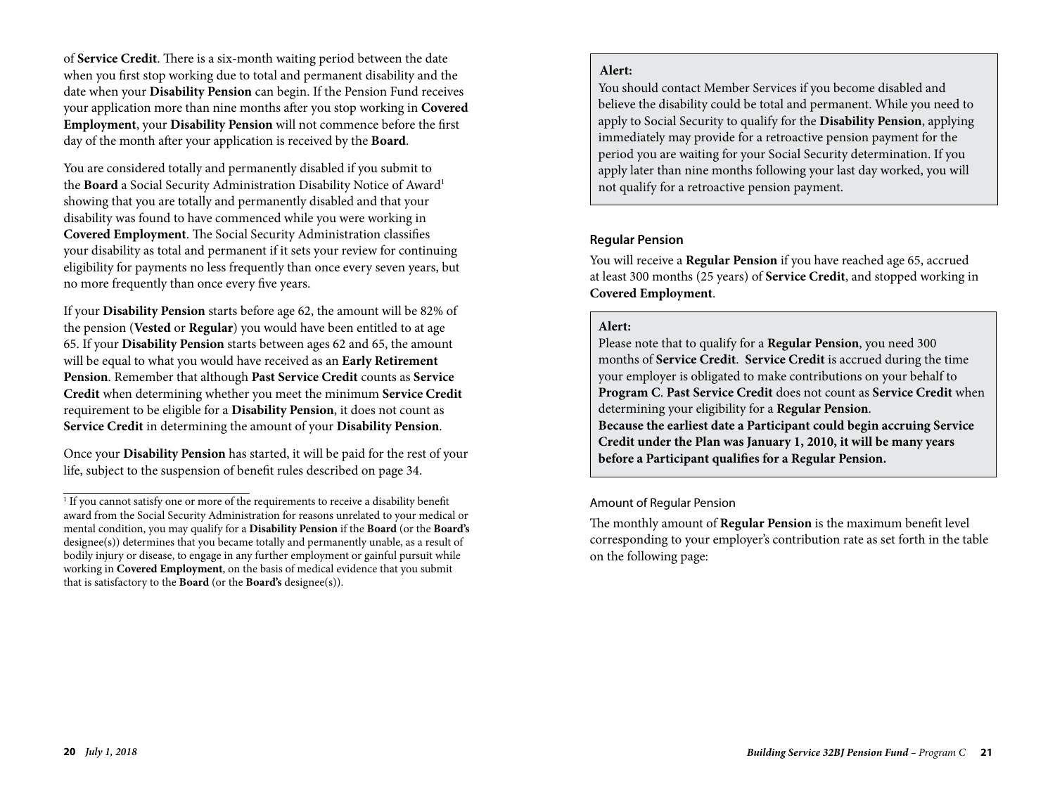of **Service Credit**. There is a six-month waiting period between the date when you first stop working due to total and permanent disability and the date when your **Disability Pension** can begin. If the Pension Fund receives your application more than nine months after you stop working in **Covered Employment**, your **Disability Pension** will not commence before the first day of the month after your application is received by the **Board**.

You are considered totally and permanently disabled if you submit to the **Board** a Social Security Administration Disability Notice of Award[1] showing that you are totally and permanently disabled and that your disability was found to have commenced while you were working in **Covered Employment**. The Social Security Administration classifies your disability as total and permanent if it sets your review for continuing eligibility for payments no less frequently than once every seven years, but no more frequently than once every five years.

If your **Disability Pension** starts before age 62, the amount will be 82% of the pension (**Vested** or **Regular**) you would have been entitled to at age 65. If your **Disability Pension** starts between ages 62 and 65, the amount will be equal to what you would have received as an **Early Retirement Pension**. Remember that although **Past Service Credit** counts as **Service Credit** when determining whether you meet the minimum **Service Credit** requirement to be eligible for a **Disability Pension**, it does not count as **Service Credit** in determining the amount of your **Disability Pension**.

Once your **Disability Pension** has started, it will be paid for the rest of your life, subject to the suspension of benefit rules described on page 34.

[1] If you cannot satisfy one or more of the requirements to receive a disability benefit award from the Social Security Administration for reasons unrelated to your medical or mental condition, you may qualify for a **Disability Pension** if the **Board** (or the **Board's** designee(s)) determines that you became totally and permanently unable, as a result of bodily injury or disease, to engage in any further employment or gainful pursuit while working in **Covered Employment**, on the basis of medical evidence that you submit that is satisfactory to the **Board** (or the **Board's** designee(s)).

> **Alert:**
> You should contact Member Services if you become disabled and believe the disability could be total and permanent. While you need to apply to Social Security to qualify for the **Disability Pension**, applying immediately may provide for a retroactive pension payment for the period you are waiting for your Social Security determination. If you apply later than nine months following your last day worked, you will not qualify for a retroactive pension payment.

### Regular Pension

You will receive a **Regular Pension** if you have reached age 65, accrued at least 300 months (25 years) of **Service Credit**, and stopped working in **Covered Employment**.

> **Alert:**
> Please note that to qualify for a **Regular Pension**, you need 300 months of **Service Credit**. **Service Credit** is accrued during the time your employer is obligated to make contributions on your behalf to **Program C**. **Past Service Credit** does not count as **Service Credit** when determining your eligibility for a **Regular Pension**.
> **Because the earliest date a Participant could begin accruing Service Credit under the Plan was January 1, 2010, it will be many years before a Participant qualifies for a Regular Pension.**

#### Amount of Regular Pension

The monthly amount of **Regular Pension** is the maximum benefit level corresponding to your employer's contribution rate as set forth in the table on the following page: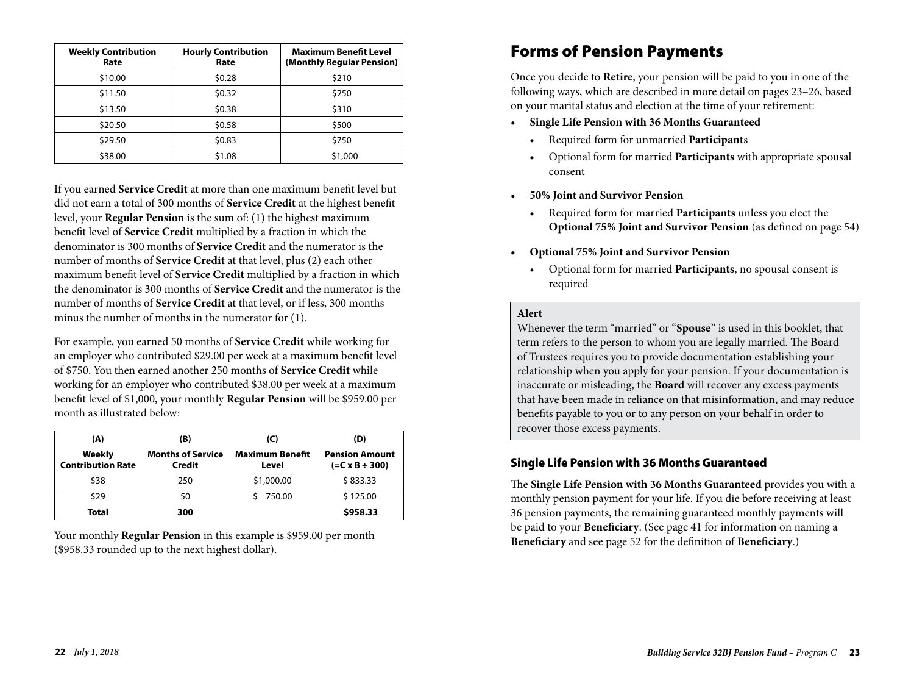| Weekly Contribution Rate | Hourly Contribution Rate | Maximum Benefit Level (Monthly Regular Pension) |
|---|---|---|
| $10.00 | $0.28 | $210 |
| $11.50 | $0.32 | $250 |
| $13.50 | $0.38 | $310 |
| $20.50 | $0.58 | $500 |
| $29.50 | $0.83 | $750 |
| $38.00 | $1.08 | $1,000 |

If you earned **Service Credit** at more than one maximum benefit level but did not earn a total of 300 months of **Service Credit** at the highest benefit level, your **Regular Pension** is the sum of: (1) the highest maximum benefit level of **Service Credit** multiplied by a fraction in which the denominator is 300 months of **Service Credit** and the numerator is the number of months of **Service Credit** at that level, plus (2) each other maximum benefit level of **Service Credit** multiplied by a fraction in which the denominator is 300 months of **Service Credit** and the numerator is the number of months of **Service Credit** at that level, or if less, 300 months minus the number of months in the numerator for (1).

For example, you earned 50 months of **Service Credit** while working for an employer who contributed $29.00 per week at a maximum benefit level of $750. You then earned another 250 months of **Service Credit** while working for an employer who contributed $38.00 per week at a maximum benefit level of $1,000, your monthly **Regular Pension** will be $959.00 per month as illustrated below:

| (A) Weekly Contribution Rate | (B) Months of Service Credit | (C) Maximum Benefit Level | (D) Pension Amount (=C x B ÷ 300) |
|---|---|---|---|
| $38 | 250 | $1,000.00 | $ 833.33 |
| $29 | 50 | $ 750.00 | $ 125.00 |
| **Total** | **300** | | **$958.33** |

Your monthly **Regular Pension** in this example is $959.00 per month ($958.33 rounded up to the next highest dollar).

# Forms of Pension Payments

Once you decide to **Retire**, your pension will be paid to you in one of the following ways, which are described in more detail on pages 23–26, based on your marital status and election at the time of your retirement:

- **Single Life Pension with 36 Months Guaranteed**
  - Required form for unmarried **Participant**s
  - Optional form for married **Participants** with appropriate spousal consent
- **50% Joint and Survivor Pension**
  - Required form for married **Participants** unless you elect the **Optional 75% Joint and Survivor Pension** (as defined on page 54)
- **Optional 75% Joint and Survivor Pension**
  - Optional form for married **Participants**, no spousal consent is required

**Alert**

Whenever the term "married" or "**Spouse**" is used in this booklet, that term refers to the person to whom you are legally married. The Board of Trustees requires you to provide documentation establishing your relationship when you apply for your pension. If your documentation is inaccurate or misleading, the **Board** will recover any excess payments that have been made in reliance on that misinformation, and may reduce benefits payable to you or to any person on your behalf in order to recover those excess payments.

## Single Life Pension with 36 Months Guaranteed

The **Single Life Pension with 36 Months Guaranteed** provides you with a monthly pension payment for your life. If you die before receiving at least 36 pension payments, the remaining guaranteed monthly payments will be paid to your **Beneficiary**. (See page 41 for information on naming a **Beneficiary** and see page 52 for the definition of **Beneficiary**.)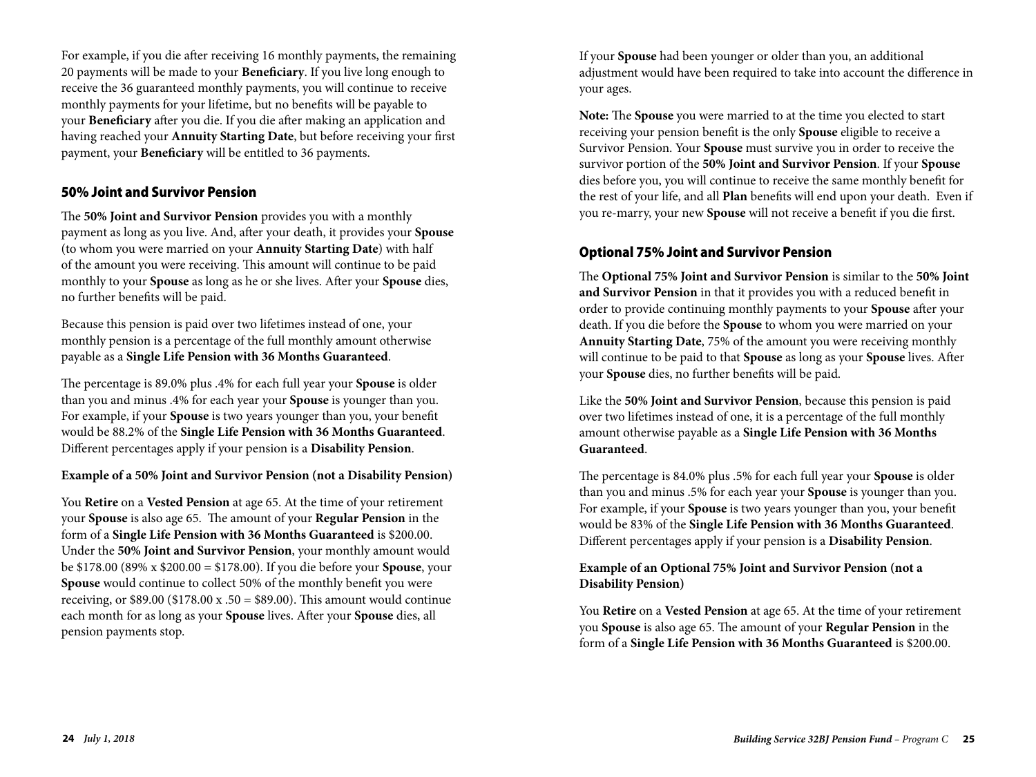For example, if you die after receiving 16 monthly payments, the remaining 20 payments will be made to your **Beneficiary**. If you live long enough to receive the 36 guaranteed monthly payments, you will continue to receive monthly payments for your lifetime, but no benefits will be payable to your **Beneficiary** after you die. If you die after making an application and having reached your **Annuity Starting Date**, but before receiving your first payment, your **Beneficiary** will be entitled to 36 payments.

## 50% Joint and Survivor Pension

The **50% Joint and Survivor Pension** provides you with a monthly payment as long as you live. And, after your death, it provides your **Spouse** (to whom you were married on your **Annuity Starting Date**) with half of the amount you were receiving. This amount will continue to be paid monthly to your **Spouse** as long as he or she lives. After your **Spouse** dies, no further benefits will be paid.

Because this pension is paid over two lifetimes instead of one, your monthly pension is a percentage of the full monthly amount otherwise payable as a **Single Life Pension with 36 Months Guaranteed**.

The percentage is 89.0% plus .4% for each full year your **Spouse** is older than you and minus .4% for each year your **Spouse** is younger than you. For example, if your **Spouse** is two years younger than you, your benefit would be 88.2% of the **Single Life Pension with 36 Months Guaranteed**. Different percentages apply if your pension is a **Disability Pension**.

**Example of a 50% Joint and Survivor Pension (not a Disability Pension)**

You **Retire** on a **Vested Pension** at age 65. At the time of your retirement your **Spouse** is also age 65. The amount of your **Regular Pension** in the form of a **Single Life Pension with 36 Months Guaranteed** is $200.00. Under the **50% Joint and Survivor Pension**, your monthly amount would be $178.00 (89% x $200.00 = $178.00). If you die before your **Spouse**, your **Spouse** would continue to collect 50% of the monthly benefit you were receiving, or $89.00 ($178.00 x .50 = $89.00). This amount would continue each month for as long as your **Spouse** lives. After your **Spouse** dies, all pension payments stop.

If your **Spouse** had been younger or older than you, an additional adjustment would have been required to take into account the difference in your ages.

**Note:** The **Spouse** you were married to at the time you elected to start receiving your pension benefit is the only **Spouse** eligible to receive a Survivor Pension. Your **Spouse** must survive you in order to receive the survivor portion of the **50% Joint and Survivor Pension**. If your **Spouse** dies before you, you will continue to receive the same monthly benefit for the rest of your life, and all **Plan** benefits will end upon your death. Even if you re-marry, your new **Spouse** will not receive a benefit if you die first.

## Optional 75% Joint and Survivor Pension

The **Optional 75% Joint and Survivor Pension** is similar to the **50% Joint and Survivor Pension** in that it provides you with a reduced benefit in order to provide continuing monthly payments to your **Spouse** after your death. If you die before the **Spouse** to whom you were married on your **Annuity Starting Date**, 75% of the amount you were receiving monthly will continue to be paid to that **Spouse** as long as your **Spouse** lives. After your **Spouse** dies, no further benefits will be paid.

Like the **50% Joint and Survivor Pension**, because this pension is paid over two lifetimes instead of one, it is a percentage of the full monthly amount otherwise payable as a **Single Life Pension with 36 Months Guaranteed**.

The percentage is 84.0% plus .5% for each full year your **Spouse** is older than you and minus .5% for each year your **Spouse** is younger than you. For example, if your **Spouse** is two years younger than you, your benefit would be 83% of the **Single Life Pension with 36 Months Guaranteed**. Different percentages apply if your pension is a **Disability Pension**.

**Example of an Optional 75% Joint and Survivor Pension (not a Disability Pension)**

You **Retire** on a **Vested Pension** at age 65. At the time of your retirement you **Spouse** is also age 65. The amount of your **Regular Pension** in the form of a **Single Life Pension with 36 Months Guaranteed** is $200.00.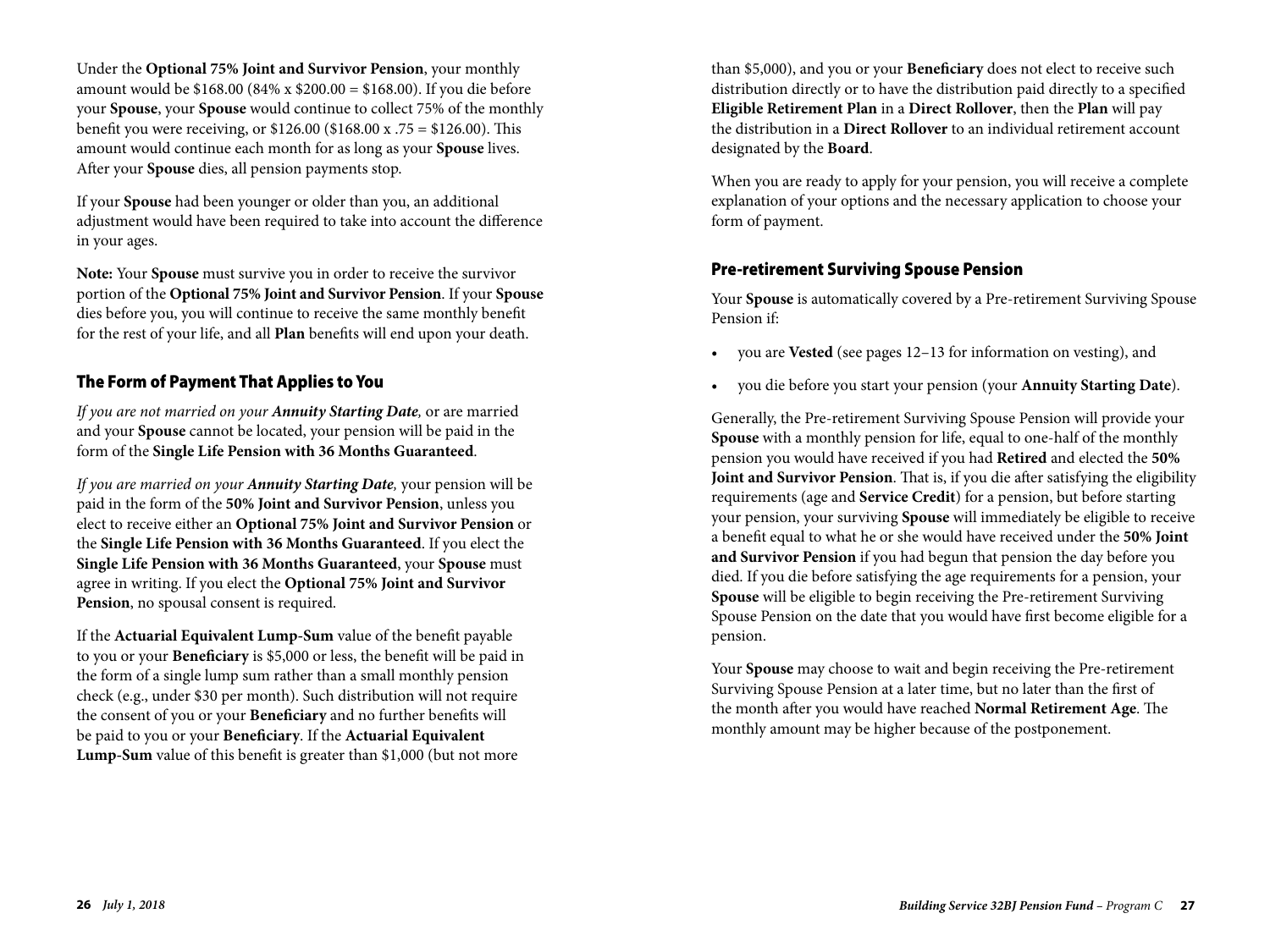Under the **Optional 75% Joint and Survivor Pension**, your monthly amount would be $168.00 (84% x $200.00 = $168.00). If you die before your **Spouse**, your **Spouse** would continue to collect 75% of the monthly benefit you were receiving, or $126.00 ($168.00 x .75 = $126.00). This amount would continue each month for as long as your **Spouse** lives. After your **Spouse** dies, all pension payments stop.

If your **Spouse** had been younger or older than you, an additional adjustment would have been required to take into account the difference in your ages.

**Note:** Your **Spouse** must survive you in order to receive the survivor portion of the **Optional 75% Joint and Survivor Pension**. If your **Spouse** dies before you, you will continue to receive the same monthly benefit for the rest of your life, and all **Plan** benefits will end upon your death.

## The Form of Payment That Applies to You

*If you are not married on your **Annuity Starting Date**,* or are married and your **Spouse** cannot be located, your pension will be paid in the form of the **Single Life Pension with 36 Months Guaranteed**.

*If you are married on your **Annuity Starting Date**,* your pension will be paid in the form of the **50% Joint and Survivor Pension**, unless you elect to receive either an **Optional 75% Joint and Survivor Pension** or the **Single Life Pension with 36 Months Guaranteed**. If you elect the **Single Life Pension with 36 Months Guaranteed**, your **Spouse** must agree in writing. If you elect the **Optional 75% Joint and Survivor Pension**, no spousal consent is required.

If the **Actuarial Equivalent Lump-Sum** value of the benefit payable to you or your **Beneficiary** is $5,000 or less, the benefit will be paid in the form of a single lump sum rather than a small monthly pension check (e.g., under $30 per month). Such distribution will not require the consent of you or your **Beneficiary** and no further benefits will be paid to you or your **Beneficiary**. If the **Actuarial Equivalent Lump-Sum** value of this benefit is greater than $1,000 (but not more than $5,000), and you or your **Beneficiary** does not elect to receive such distribution directly or to have the distribution paid directly to a specified **Eligible Retirement Plan** in a **Direct Rollover**, then the **Plan** will pay the distribution in a **Direct Rollover** to an individual retirement account designated by the **Board**.

When you are ready to apply for your pension, you will receive a complete explanation of your options and the necessary application to choose your form of payment.

## Pre-retirement Surviving Spouse Pension

Your **Spouse** is automatically covered by a Pre-retirement Surviving Spouse Pension if:

- you are **Vested** (see pages 12–13 for information on vesting), and
- you die before you start your pension (your **Annuity Starting Date**).

Generally, the Pre-retirement Surviving Spouse Pension will provide your **Spouse** with a monthly pension for life, equal to one-half of the monthly pension you would have received if you had **Retired** and elected the **50% Joint and Survivor Pension**. That is, if you die after satisfying the eligibility requirements (age and **Service Credit**) for a pension, but before starting your pension, your surviving **Spouse** will immediately be eligible to receive a benefit equal to what he or she would have received under the **50% Joint and Survivor Pension** if you had begun that pension the day before you died. If you die before satisfying the age requirements for a pension, your **Spouse** will be eligible to begin receiving the Pre-retirement Surviving Spouse Pension on the date that you would have first become eligible for a pension.

Your **Spouse** may choose to wait and begin receiving the Pre-retirement Surviving Spouse Pension at a later time, but no later than the first of the month after you would have reached **Normal Retirement Age**. The monthly amount may be higher because of the postponement.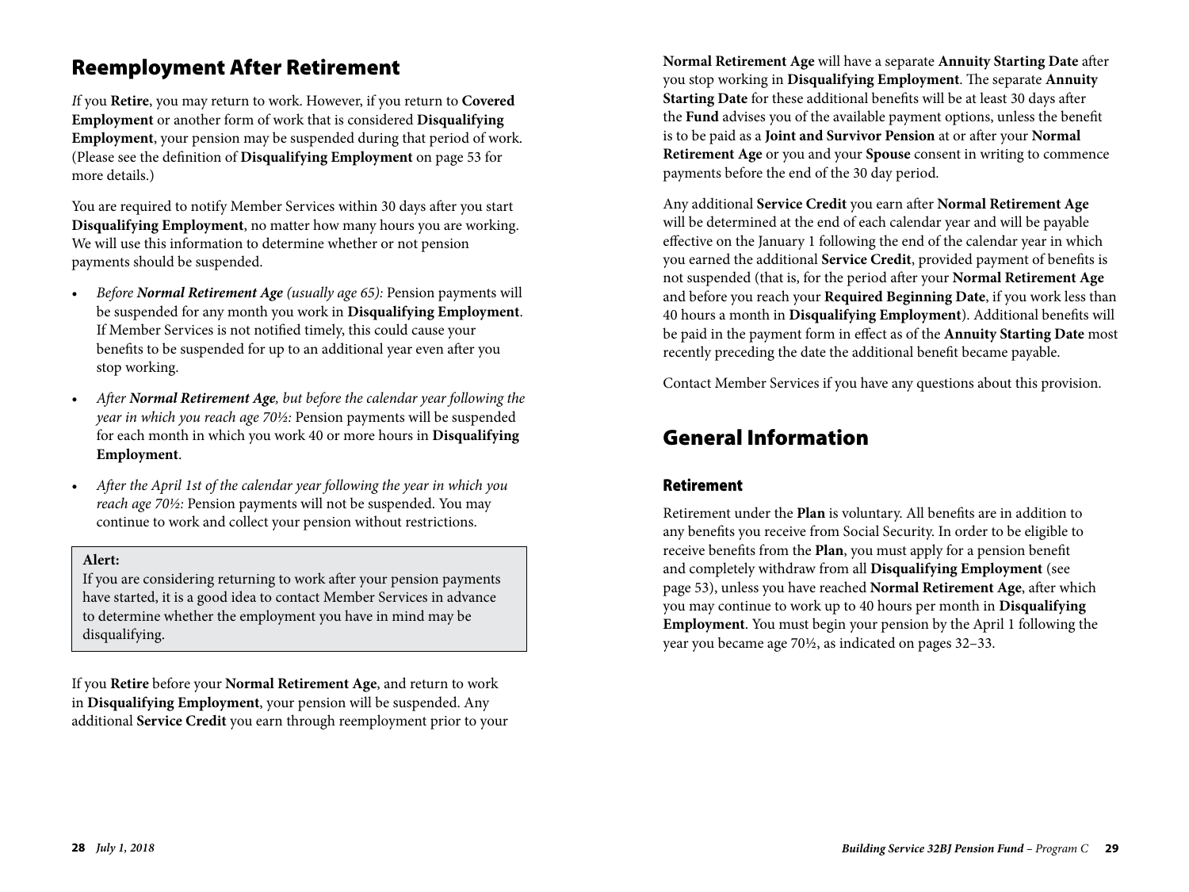## Reemployment After Retirement

*I*f you **Retire**, you may return to work. However, if you return to **Covered Employment** or another form of work that is considered **Disqualifying Employment**, your pension may be suspended during that period of work. (Please see the definition of **Disqualifying Employment** on page 53 for more details.)

You are required to notify Member Services within 30 days after you start **Disqualifying Employment**, no matter how many hours you are working. We will use this information to determine whether or not pension payments should be suspended.

- *Before **Normal Retirement Age** (usually age 65):* Pension payments will be suspended for any month you work in **Disqualifying Employment**. If Member Services is not notified timely, this could cause your benefits to be suspended for up to an additional year even after you stop working.
- *After **Normal Retirement Age**, but before the calendar year following the year in which you reach age 70½:* Pension payments will be suspended for each month in which you work 40 or more hours in **Disqualifying Employment**.
- *After the April 1st of the calendar year following the year in which you reach age 70½:* Pension payments will not be suspended. You may continue to work and collect your pension without restrictions.

> **Alert:**
> If you are considering returning to work after your pension payments have started, it is a good idea to contact Member Services in advance to determine whether the employment you have in mind may be disqualifying.

If you **Retire** before your **Normal Retirement Age**, and return to work in **Disqualifying Employment**, your pension will be suspended. Any additional **Service Credit** you earn through reemployment prior to your **Normal Retirement Age** will have a separate **Annuity Starting Date** after you stop working in **Disqualifying Employment**. The separate **Annuity Starting Date** for these additional benefits will be at least 30 days after the **Fund** advises you of the available payment options, unless the benefit is to be paid as a **Joint and Survivor Pension** at or after your **Normal Retirement Age** or you and your **Spouse** consent in writing to commence payments before the end of the 30 day period.

Any additional **Service Credit** you earn after **Normal Retirement Age** will be determined at the end of each calendar year and will be payable effective on the January 1 following the end of the calendar year in which you earned the additional **Service Credit**, provided payment of benefits is not suspended (that is, for the period after your **Normal Retirement Age** and before you reach your **Required Beginning Date**, if you work less than 40 hours a month in **Disqualifying Employment**). Additional benefits will be paid in the payment form in effect as of the **Annuity Starting Date** most recently preceding the date the additional benefit became payable.

Contact Member Services if you have any questions about this provision.

## General Information

### Retirement

Retirement under the **Plan** is voluntary. All benefits are in addition to any benefits you receive from Social Security. In order to be eligible to receive benefits from the **Plan**, you must apply for a pension benefit and completely withdraw from all **Disqualifying Employment** (see page 53), unless you have reached **Normal Retirement Age**, after which you may continue to work up to 40 hours per month in **Disqualifying Employment**. You must begin your pension by the April 1 following the year you became age 70½, as indicated on pages 32–33.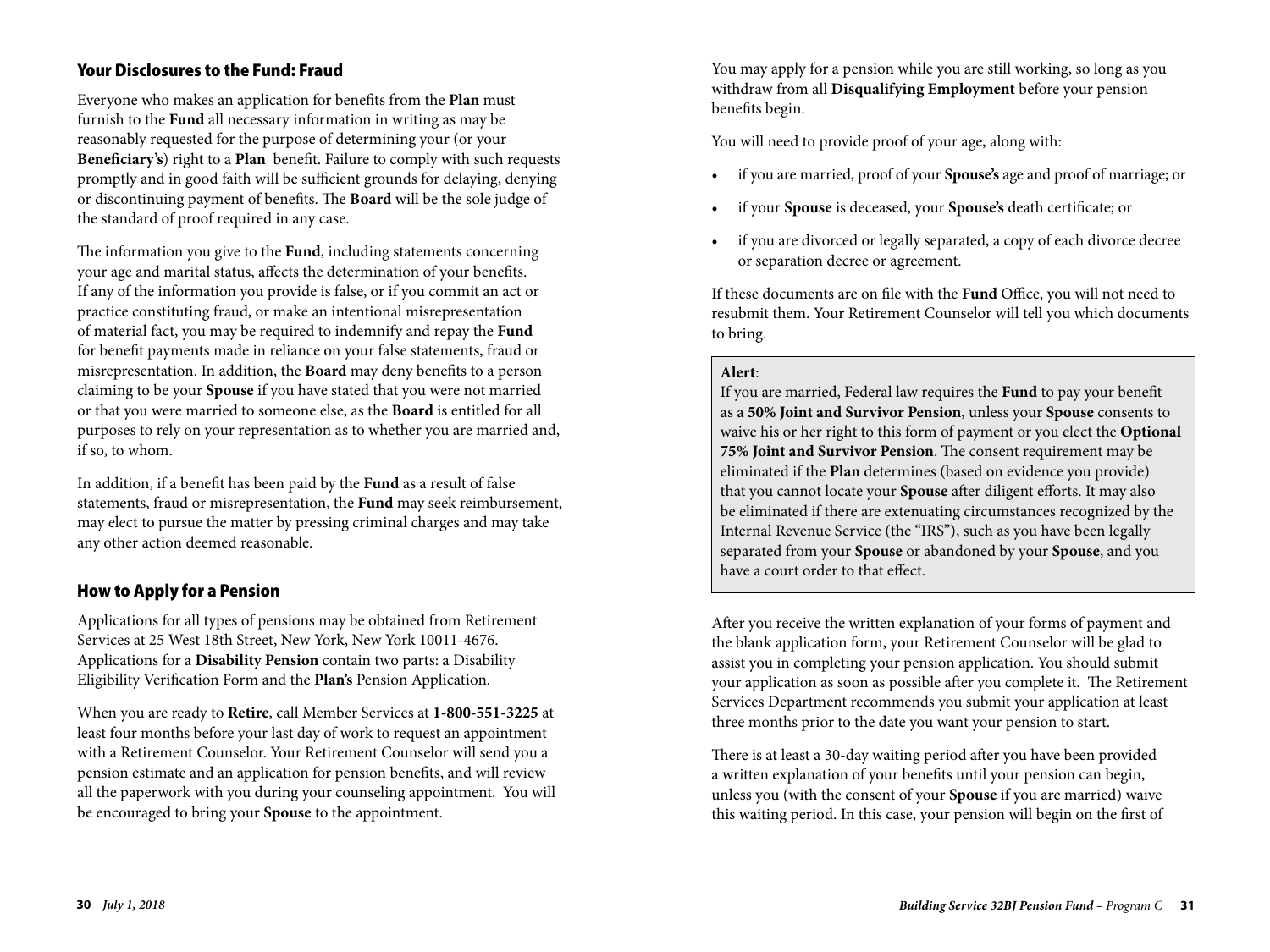## Your Disclosures to the Fund: Fraud

Everyone who makes an application for benefits from the **Plan** must furnish to the **Fund** all necessary information in writing as may be reasonably requested for the purpose of determining your (or your **Beneficiary's**) right to a **Plan** benefit. Failure to comply with such requests promptly and in good faith will be sufficient grounds for delaying, denying or discontinuing payment of benefits. The **Board** will be the sole judge of the standard of proof required in any case.

The information you give to the **Fund**, including statements concerning your age and marital status, affects the determination of your benefits. If any of the information you provide is false, or if you commit an act or practice constituting fraud, or make an intentional misrepresentation of material fact, you may be required to indemnify and repay the **Fund** for benefit payments made in reliance on your false statements, fraud or misrepresentation. In addition, the **Board** may deny benefits to a person claiming to be your **Spouse** if you have stated that you were not married or that you were married to someone else, as the **Board** is entitled for all purposes to rely on your representation as to whether you are married and, if so, to whom.

In addition, if a benefit has been paid by the **Fund** as a result of false statements, fraud or misrepresentation, the **Fund** may seek reimbursement, may elect to pursue the matter by pressing criminal charges and may take any other action deemed reasonable.

## How to Apply for a Pension

Applications for all types of pensions may be obtained from Retirement Services at 25 West 18th Street, New York, New York 10011-4676. Applications for a **Disability Pension** contain two parts: a Disability Eligibility Verification Form and the **Plan's** Pension Application.

When you are ready to **Retire**, call Member Services at **1-800-551-3225** at least four months before your last day of work to request an appointment with a Retirement Counselor. Your Retirement Counselor will send you a pension estimate and an application for pension benefits, and will review all the paperwork with you during your counseling appointment. You will be encouraged to bring your **Spouse** to the appointment.

You may apply for a pension while you are still working, so long as you withdraw from all **Disqualifying Employment** before your pension benefits begin.

You will need to provide proof of your age, along with:

- if you are married, proof of your **Spouse's** age and proof of marriage; or
- if your **Spouse** is deceased, your **Spouse's** death certificate; or
- if you are divorced or legally separated, a copy of each divorce decree or separation decree or agreement.

If these documents are on file with the **Fund** Office, you will not need to resubmit them. Your Retirement Counselor will tell you which documents to bring.

> **Alert**:
> If you are married, Federal law requires the **Fund** to pay your benefit as a **50% Joint and Survivor Pension**, unless your **Spouse** consents to waive his or her right to this form of payment or you elect the **Optional 75% Joint and Survivor Pension**. The consent requirement may be eliminated if the **Plan** determines (based on evidence you provide) that you cannot locate your **Spouse** after diligent efforts. It may also be eliminated if there are extenuating circumstances recognized by the Internal Revenue Service (the "IRS"), such as you have been legally separated from your **Spouse** or abandoned by your **Spouse**, and you have a court order to that effect.

After you receive the written explanation of your forms of payment and the blank application form, your Retirement Counselor will be glad to assist you in completing your pension application. You should submit your application as soon as possible after you complete it. The Retirement Services Department recommends you submit your application at least three months prior to the date you want your pension to start.

There is at least a 30-day waiting period after you have been provided a written explanation of your benefits until your pension can begin, unless you (with the consent of your **Spouse** if you are married) waive this waiting period. In this case, your pension will begin on the first of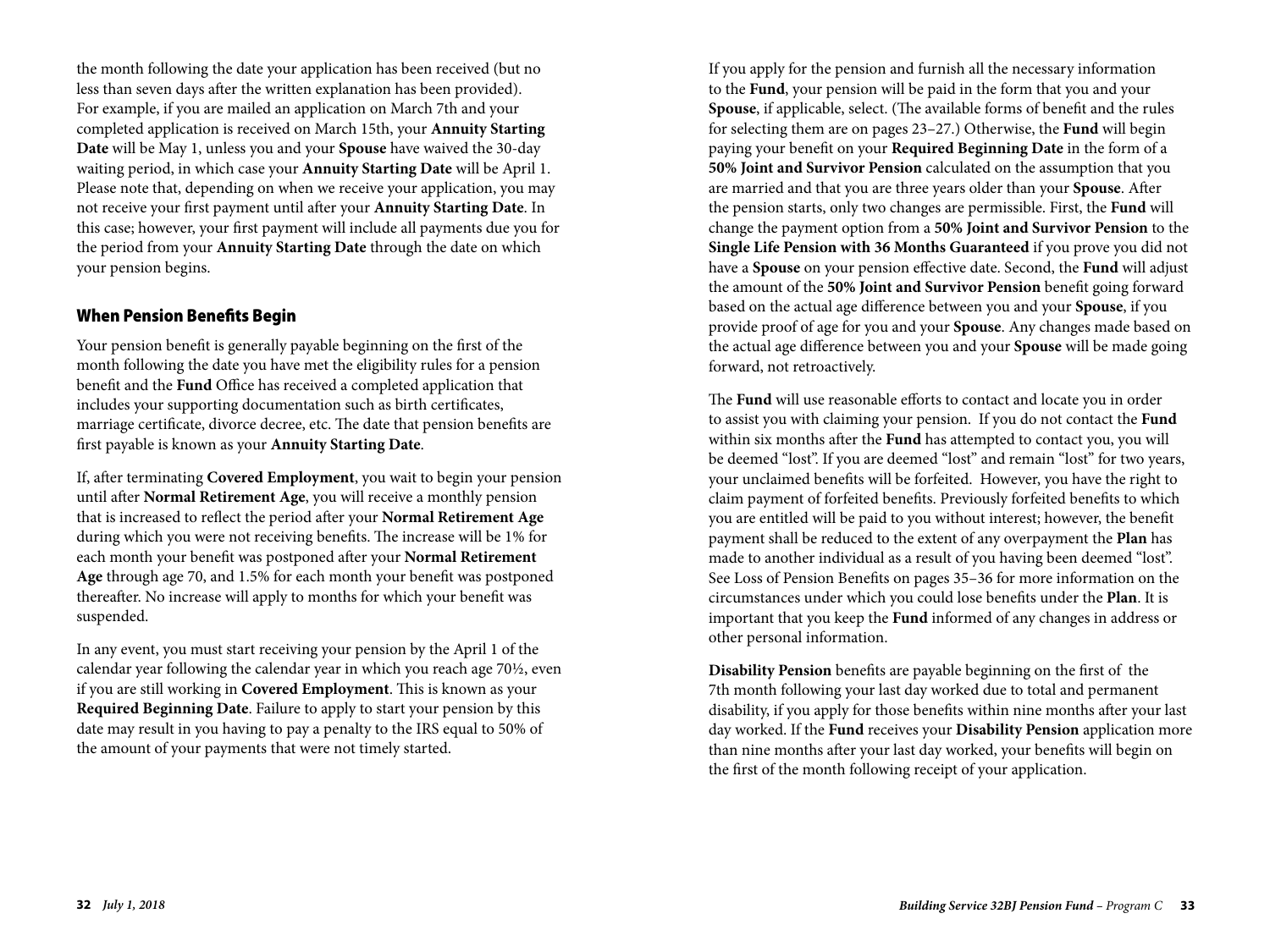the month following the date your application has been received (but no less than seven days after the written explanation has been provided). For example, if you are mailed an application on March 7th and your completed application is received on March 15th, your **Annuity Starting Date** will be May 1, unless you and your **Spouse** have waived the 30-day waiting period, in which case your **Annuity Starting Date** will be April 1. Please note that, depending on when we receive your application, you may not receive your first payment until after your **Annuity Starting Date**. In this case; however, your first payment will include all payments due you for the period from your **Annuity Starting Date** through the date on which your pension begins.

## When Pension Benefits Begin

Your pension benefit is generally payable beginning on the first of the month following the date you have met the eligibility rules for a pension benefit and the **Fund** Office has received a completed application that includes your supporting documentation such as birth certificates, marriage certificate, divorce decree, etc. The date that pension benefits are first payable is known as your **Annuity Starting Date**.

If, after terminating **Covered Employment**, you wait to begin your pension until after **Normal Retirement Age**, you will receive a monthly pension that is increased to reflect the period after your **Normal Retirement Age** during which you were not receiving benefits. The increase will be 1% for each month your benefit was postponed after your **Normal Retirement Age** through age 70, and 1.5% for each month your benefit was postponed thereafter. No increase will apply to months for which your benefit was suspended.

In any event, you must start receiving your pension by the April 1 of the calendar year following the calendar year in which you reach age 70½, even if you are still working in **Covered Employment**. This is known as your **Required Beginning Date**. Failure to apply to start your pension by this date may result in you having to pay a penalty to the IRS equal to 50% of the amount of your payments that were not timely started.

If you apply for the pension and furnish all the necessary information to the **Fund**, your pension will be paid in the form that you and your **Spouse**, if applicable, select. (The available forms of benefit and the rules for selecting them are on pages 23–27.) Otherwise, the **Fund** will begin paying your benefit on your **Required Beginning Date** in the form of a **50% Joint and Survivor Pension** calculated on the assumption that you are married and that you are three years older than your **Spouse**. After the pension starts, only two changes are permissible. First, the **Fund** will change the payment option from a **50% Joint and Survivor Pension** to the **Single Life Pension with 36 Months Guaranteed** if you prove you did not have a **Spouse** on your pension effective date. Second, the **Fund** will adjust the amount of the **50% Joint and Survivor Pension** benefit going forward based on the actual age difference between you and your **Spouse**, if you provide proof of age for you and your **Spouse**. Any changes made based on the actual age difference between you and your **Spouse** will be made going forward, not retroactively.

The **Fund** will use reasonable efforts to contact and locate you in order to assist you with claiming your pension. If you do not contact the **Fund** within six months after the **Fund** has attempted to contact you, you will be deemed "lost". If you are deemed "lost" and remain "lost" for two years, your unclaimed benefits will be forfeited. However, you have the right to claim payment of forfeited benefits. Previously forfeited benefits to which you are entitled will be paid to you without interest; however, the benefit payment shall be reduced to the extent of any overpayment the **Plan** has made to another individual as a result of you having been deemed "lost". See Loss of Pension Benefits on pages 35–36 for more information on the circumstances under which you could lose benefits under the **Plan**. It is important that you keep the **Fund** informed of any changes in address or other personal information.

**Disability Pension** benefits are payable beginning on the first of the 7th month following your last day worked due to total and permanent disability, if you apply for those benefits within nine months after your last day worked. If the **Fund** receives your **Disability Pension** application more than nine months after your last day worked, your benefits will begin on the first of the month following receipt of your application.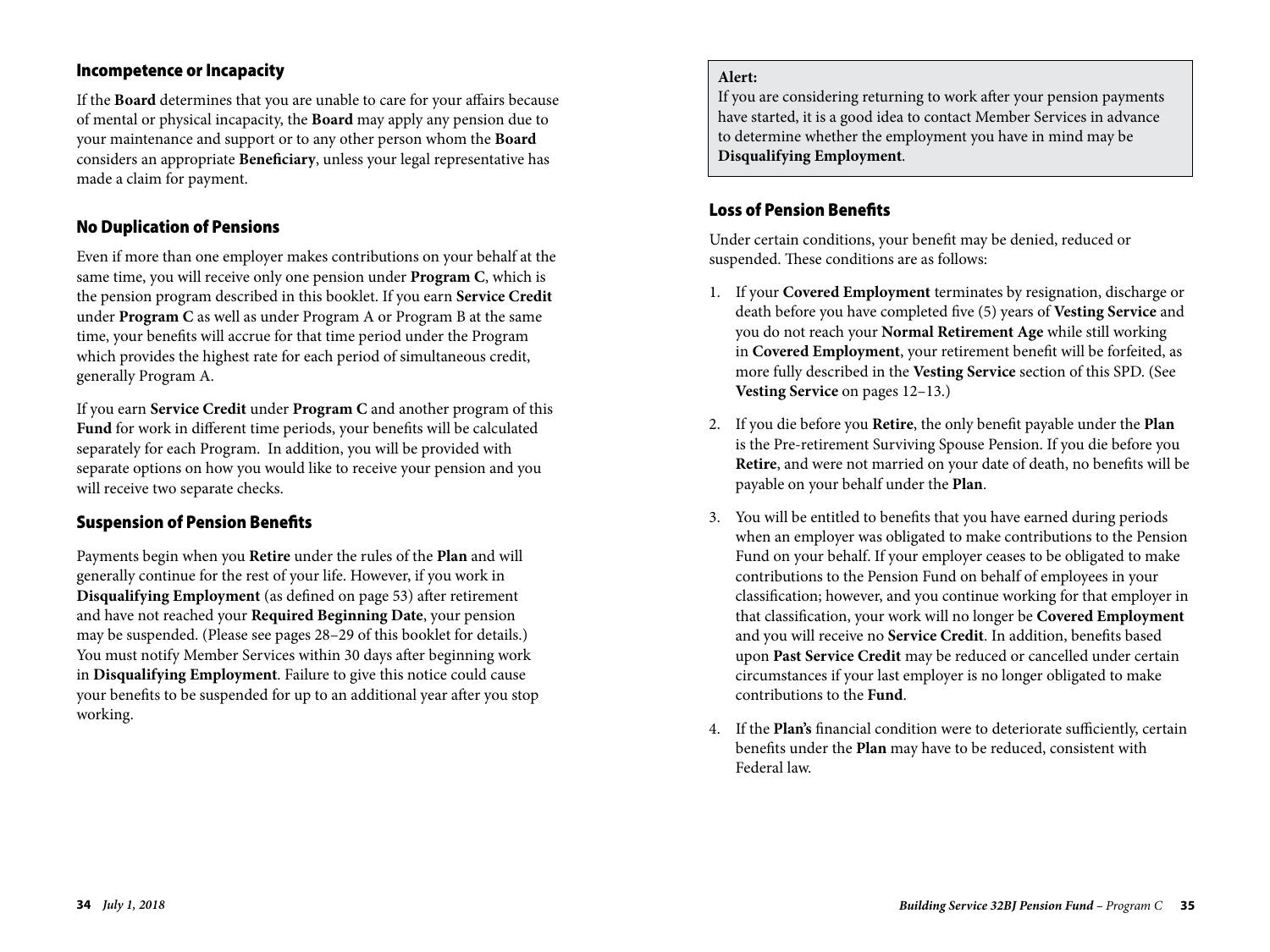## Incompetence or Incapacity

If the **Board** determines that you are unable to care for your affairs because of mental or physical incapacity, the **Board** may apply any pension due to your maintenance and support or to any other person whom the **Board** considers an appropriate **Beneficiary**, unless your legal representative has made a claim for payment.

## No Duplication of Pensions

Even if more than one employer makes contributions on your behalf at the same time, you will receive only one pension under **Program C**, which is the pension program described in this booklet. If you earn **Service Credit** under **Program C** as well as under Program A or Program B at the same time, your benefits will accrue for that time period under the Program which provides the highest rate for each period of simultaneous credit, generally Program A.

If you earn **Service Credit** under **Program C** and another program of this **Fund** for work in different time periods, your benefits will be calculated separately for each Program. In addition, you will be provided with separate options on how you would like to receive your pension and you will receive two separate checks.

## Suspension of Pension Benefits

Payments begin when you **Retire** under the rules of the **Plan** and will generally continue for the rest of your life. However, if you work in **Disqualifying Employment** (as defined on page 53) after retirement and have not reached your **Required Beginning Date**, your pension may be suspended. (Please see pages 28–29 of this booklet for details.) You must notify Member Services within 30 days after beginning work in **Disqualifying Employment**. Failure to give this notice could cause your benefits to be suspended for up to an additional year after you stop working.

> **Alert:**
> If you are considering returning to work after your pension payments have started, it is a good idea to contact Member Services in advance to determine whether the employment you have in mind may be **Disqualifying Employment**.

## Loss of Pension Benefits

Under certain conditions, your benefit may be denied, reduced or suspended. These conditions are as follows:

1. If your **Covered Employment** terminates by resignation, discharge or death before you have completed five (5) years of **Vesting Service** and you do not reach your **Normal Retirement Age** while still working in **Covered Employment**, your retirement benefit will be forfeited, as more fully described in the **Vesting Service** section of this SPD. (See **Vesting Service** on pages 12–13.)

2. If you die before you **Retire**, the only benefit payable under the **Plan** is the Pre-retirement Surviving Spouse Pension. If you die before you **Retire**, and were not married on your date of death, no benefits will be payable on your behalf under the **Plan**.

3. You will be entitled to benefits that you have earned during periods when an employer was obligated to make contributions to the Pension Fund on your behalf. If your employer ceases to be obligated to make contributions to the Pension Fund on behalf of employees in your classification; however, and you continue working for that employer in that classification, your work will no longer be **Covered Employment** and you will receive no **Service Credit**. In addition, benefits based upon **Past Service Credit** may be reduced or cancelled under certain circumstances if your last employer is no longer obligated to make contributions to the **Fund**.

4. If the **Plan's** financial condition were to deteriorate sufficiently, certain benefits under the **Plan** may have to be reduced, consistent with Federal law.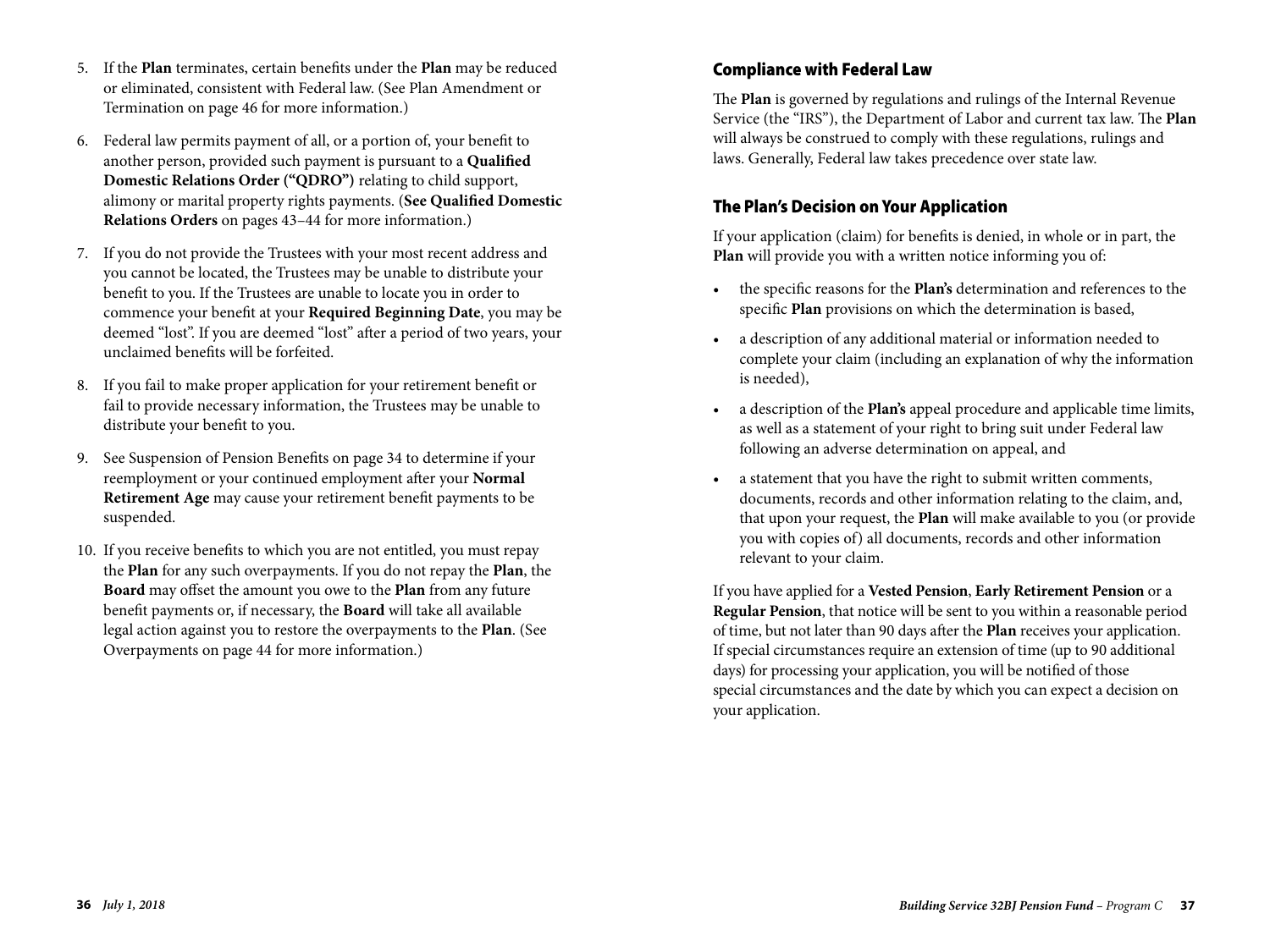5. If the **Plan** terminates, certain benefits under the **Plan** may be reduced or eliminated, consistent with Federal law. (See Plan Amendment or Termination on page 46 for more information.)

6. Federal law permits payment of all, or a portion of, your benefit to another person, provided such payment is pursuant to a **Qualified Domestic Relations Order ("QDRO")** relating to child support, alimony or marital property rights payments. (**See Qualified Domestic Relations Orders** on pages 43–44 for more information.)

7. If you do not provide the Trustees with your most recent address and you cannot be located, the Trustees may be unable to distribute your benefit to you. If the Trustees are unable to locate you in order to commence your benefit at your **Required Beginning Date**, you may be deemed "lost". If you are deemed "lost" after a period of two years, your unclaimed benefits will be forfeited.

8. If you fail to make proper application for your retirement benefit or fail to provide necessary information, the Trustees may be unable to distribute your benefit to you.

9. See Suspension of Pension Benefits on page 34 to determine if your reemployment or your continued employment after your **Normal Retirement Age** may cause your retirement benefit payments to be suspended.

10. If you receive benefits to which you are not entitled, you must repay the **Plan** for any such overpayments. If you do not repay the **Plan**, the **Board** may offset the amount you owe to the **Plan** from any future benefit payments or, if necessary, the **Board** will take all available legal action against you to restore the overpayments to the **Plan**. (See Overpayments on page 44 for more information.)

## Compliance with Federal Law

The **Plan** is governed by regulations and rulings of the Internal Revenue Service (the "IRS"), the Department of Labor and current tax law. The **Plan** will always be construed to comply with these regulations, rulings and laws. Generally, Federal law takes precedence over state law.

## The Plan's Decision on Your Application

If your application (claim) for benefits is denied, in whole or in part, the **Plan** will provide you with a written notice informing you of:

- the specific reasons for the **Plan's** determination and references to the specific **Plan** provisions on which the determination is based,
- a description of any additional material or information needed to complete your claim (including an explanation of why the information is needed),
- a description of the **Plan's** appeal procedure and applicable time limits, as well as a statement of your right to bring suit under Federal law following an adverse determination on appeal, and
- a statement that you have the right to submit written comments, documents, records and other information relating to the claim, and, that upon your request, the **Plan** will make available to you (or provide you with copies of) all documents, records and other information relevant to your claim.

If you have applied for a **Vested Pension**, **Early Retirement Pension** or a **Regular Pension**, that notice will be sent to you within a reasonable period of time, but not later than 90 days after the **Plan** receives your application. If special circumstances require an extension of time (up to 90 additional days) for processing your application, you will be notified of those special circumstances and the date by which you can expect a decision on your application.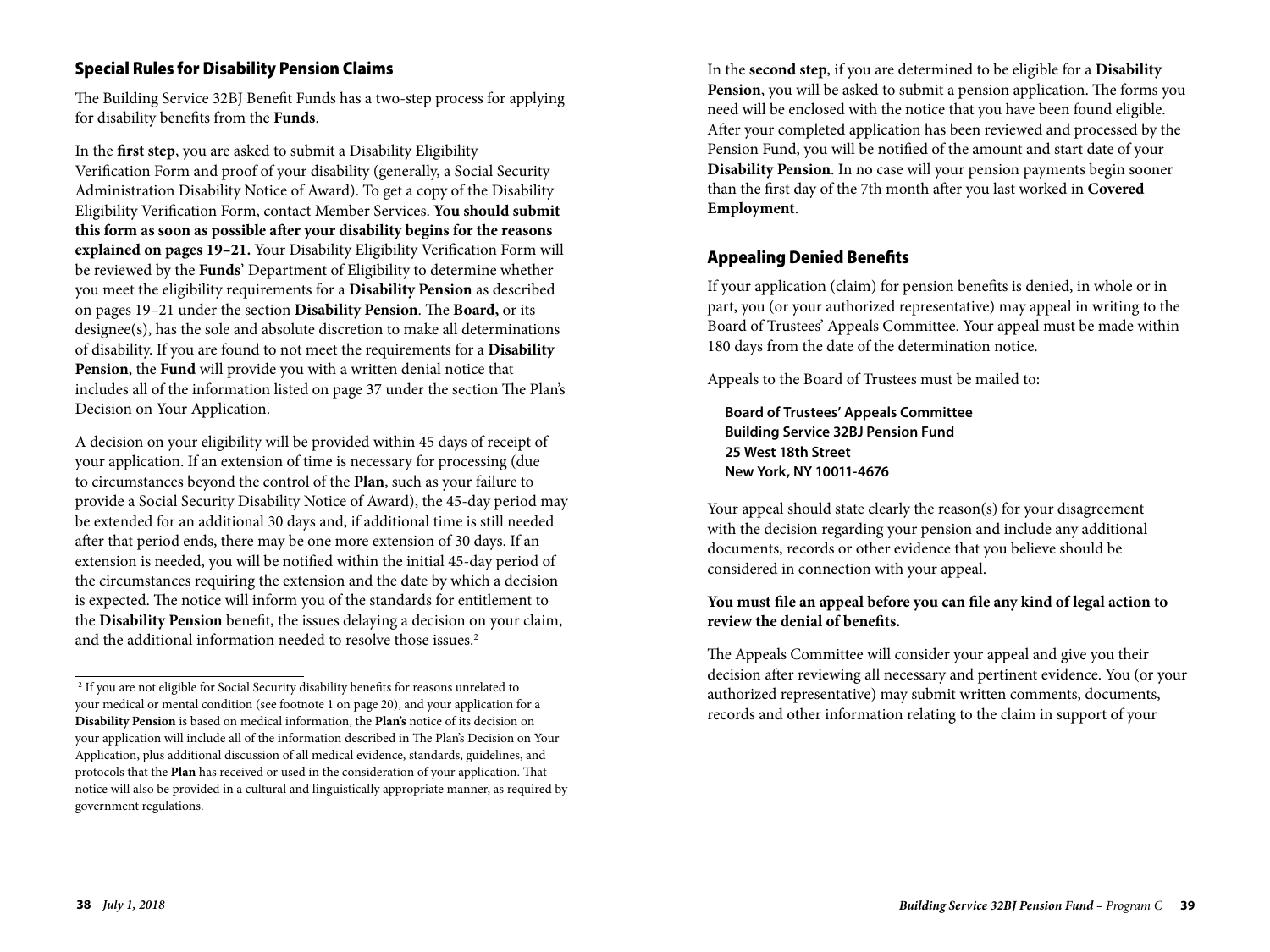## Special Rules for Disability Pension Claims

The Building Service 32BJ Benefit Funds has a two-step process for applying for disability benefits from the **Funds**.

In the **first step**, you are asked to submit a Disability Eligibility Verification Form and proof of your disability (generally, a Social Security Administration Disability Notice of Award). To get a copy of the Disability Eligibility Verification Form, contact Member Services. **You should submit this form as soon as possible after your disability begins for the reasons explained on pages 19–21.** Your Disability Eligibility Verification Form will be reviewed by the **Funds**' Department of Eligibility to determine whether you meet the eligibility requirements for a **Disability Pension** as described on pages 19–21 under the section **Disability Pension**. The **Board,** or its designee(s), has the sole and absolute discretion to make all determinations of disability. If you are found to not meet the requirements for a **Disability Pension**, the **Fund** will provide you with a written denial notice that includes all of the information listed on page 37 under the section The Plan's Decision on Your Application.

A decision on your eligibility will be provided within 45 days of receipt of your application. If an extension of time is necessary for processing (due to circumstances beyond the control of the **Plan**, such as your failure to provide a Social Security Disability Notice of Award), the 45-day period may be extended for an additional 30 days and, if additional time is still needed after that period ends, there may be one more extension of 30 days. If an extension is needed, you will be notified within the initial 45-day period of the circumstances requiring the extension and the date by which a decision is expected. The notice will inform you of the standards for entitlement to the **Disability Pension** benefit, the issues delaying a decision on your claim, and the additional information needed to resolve those issues.[2]

[2] If you are not eligible for Social Security disability benefits for reasons unrelated to your medical or mental condition (see footnote 1 on page 20), and your application for a **Disability Pension** is based on medical information, the **Plan's** notice of its decision on your application will include all of the information described in The Plan's Decision on Your Application, plus additional discussion of all medical evidence, standards, guidelines, and protocols that the **Plan** has received or used in the consideration of your application. That notice will also be provided in a cultural and linguistically appropriate manner, as required by government regulations.

In the **second step**, if you are determined to be eligible for a **Disability Pension**, you will be asked to submit a pension application. The forms you need will be enclosed with the notice that you have been found eligible. After your completed application has been reviewed and processed by the Pension Fund, you will be notified of the amount and start date of your **Disability Pension**. In no case will your pension payments begin sooner than the first day of the 7th month after you last worked in **Covered Employment**.

## Appealing Denied Benefits

If your application (claim) for pension benefits is denied, in whole or in part, you (or your authorized representative) may appeal in writing to the Board of Trustees' Appeals Committee. Your appeal must be made within 180 days from the date of the determination notice.

Appeals to the Board of Trustees must be mailed to:

**Board of Trustees' Appeals Committee**
**Building Service 32BJ Pension Fund**
**25 West 18th Street**
**New York, NY 10011-4676**

Your appeal should state clearly the reason(s) for your disagreement with the decision regarding your pension and include any additional documents, records or other evidence that you believe should be considered in connection with your appeal.

**You must file an appeal before you can file any kind of legal action to review the denial of benefits.**

The Appeals Committee will consider your appeal and give you their decision after reviewing all necessary and pertinent evidence. You (or your authorized representative) may submit written comments, documents, records and other information relating to the claim in support of your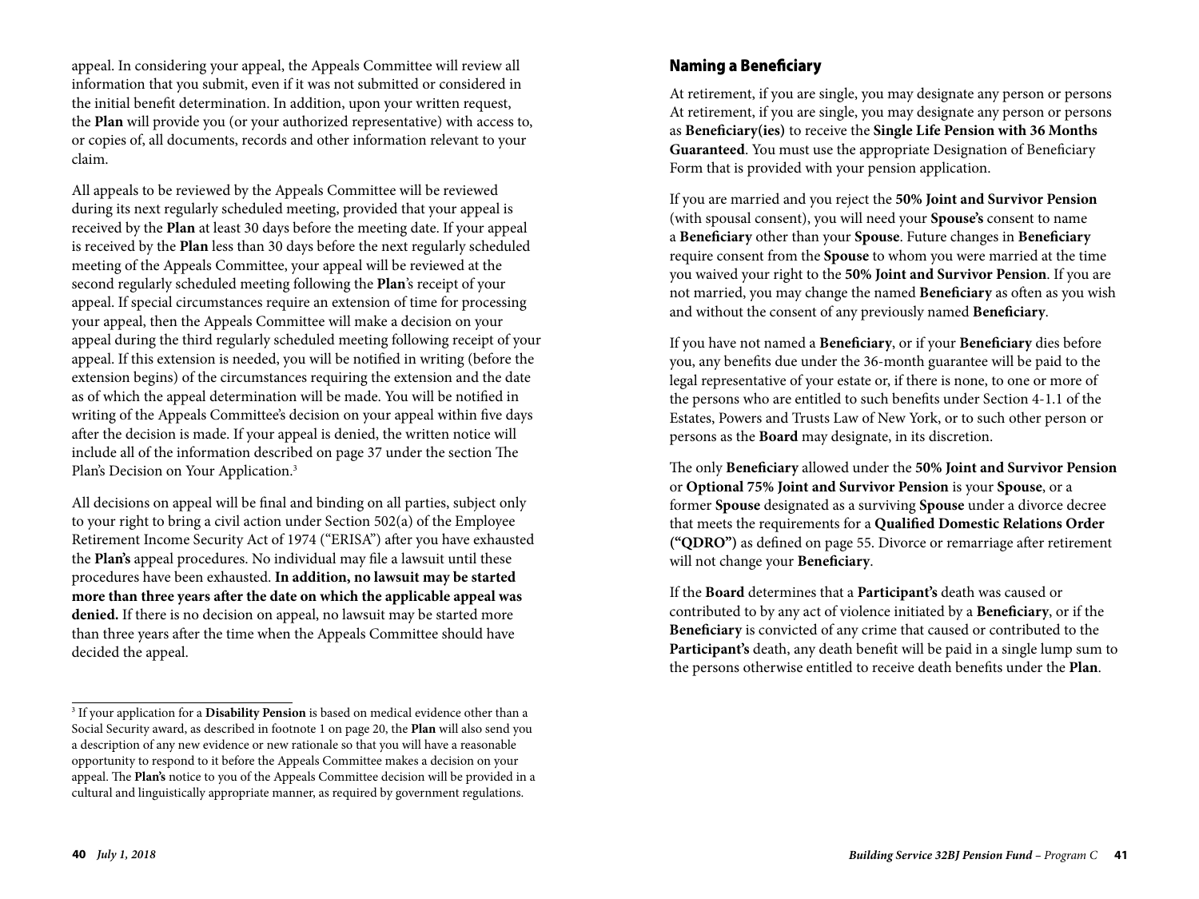appeal. In considering your appeal, the Appeals Committee will review all information that you submit, even if it was not submitted or considered in the initial benefit determination. In addition, upon your written request, the **Plan** will provide you (or your authorized representative) with access to, or copies of, all documents, records and other information relevant to your claim.

All appeals to be reviewed by the Appeals Committee will be reviewed during its next regularly scheduled meeting, provided that your appeal is received by the **Plan** at least 30 days before the meeting date. If your appeal is received by the **Plan** less than 30 days before the next regularly scheduled meeting of the Appeals Committee, your appeal will be reviewed at the second regularly scheduled meeting following the **Plan**'s receipt of your appeal. If special circumstances require an extension of time for processing your appeal, then the Appeals Committee will make a decision on your appeal during the third regularly scheduled meeting following receipt of your appeal. If this extension is needed, you will be notified in writing (before the extension begins) of the circumstances requiring the extension and the date as of which the appeal determination will be made. You will be notified in writing of the Appeals Committee's decision on your appeal within five days after the decision is made. If your appeal is denied, the written notice will include all of the information described on page 37 under the section The Plan's Decision on Your Application.[3]

All decisions on appeal will be final and binding on all parties, subject only to your right to bring a civil action under Section 502(a) of the Employee Retirement Income Security Act of 1974 ("ERISA") after you have exhausted the **Plan's** appeal procedures. No individual may file a lawsuit until these procedures have been exhausted. **In addition, no lawsuit may be started more than three years after the date on which the applicable appeal was denied.** If there is no decision on appeal, no lawsuit may be started more than three years after the time when the Appeals Committee should have decided the appeal.

[3] If your application for a **Disability Pension** is based on medical evidence other than a Social Security award, as described in footnote 1 on page 20, the **Plan** will also send you a description of any new evidence or new rationale so that you will have a reasonable opportunity to respond to it before the Appeals Committee makes a decision on your appeal. The **Plan's** notice to you of the Appeals Committee decision will be provided in a cultural and linguistically appropriate manner, as required by government regulations.

## Naming a Beneficiary

At retirement, if you are single, you may designate any person or persons At retirement, if you are single, you may designate any person or persons as **Beneficiary(ies)** to receive the **Single Life Pension with 36 Months Guaranteed**. You must use the appropriate Designation of Beneficiary Form that is provided with your pension application.

If you are married and you reject the **50% Joint and Survivor Pension** (with spousal consent), you will need your **Spouse's** consent to name a **Beneficiary** other than your **Spouse**. Future changes in **Beneficiary** require consent from the **Spouse** to whom you were married at the time you waived your right to the **50% Joint and Survivor Pension**. If you are not married, you may change the named **Beneficiary** as often as you wish and without the consent of any previously named **Beneficiary**.

If you have not named a **Beneficiary**, or if your **Beneficiary** dies before you, any benefits due under the 36-month guarantee will be paid to the legal representative of your estate or, if there is none, to one or more of the persons who are entitled to such benefits under Section 4-1.1 of the Estates, Powers and Trusts Law of New York, or to such other person or persons as the **Board** may designate, in its discretion.

The only **Beneficiary** allowed under the **50% Joint and Survivor Pension** or **Optional 75% Joint and Survivor Pension** is your **Spouse**, or a former **Spouse** designated as a surviving **Spouse** under a divorce decree that meets the requirements for a **Qualified Domestic Relations Order ("QDRO")** as defined on page 55. Divorce or remarriage after retirement will not change your **Beneficiary**.

If the **Board** determines that a **Participant's** death was caused or contributed to by any act of violence initiated by a **Beneficiary**, or if the **Beneficiary** is convicted of any crime that caused or contributed to the **Participant's** death, any death benefit will be paid in a single lump sum to the persons otherwise entitled to receive death benefits under the **Plan**.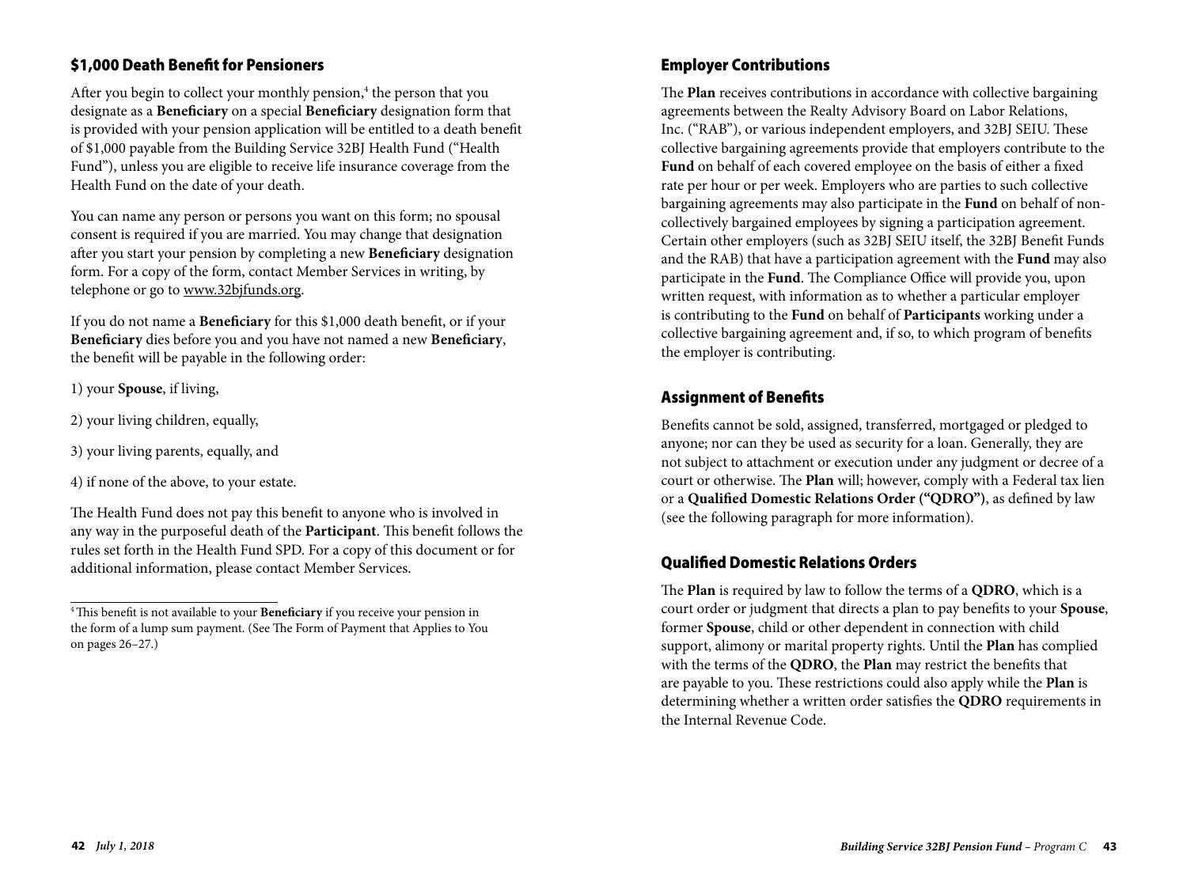## $1,000 Death Benefit for Pensioners

After you begin to collect your monthly pension,[4] the person that you designate as a **Beneficiary** on a special **Beneficiary** designation form that is provided with your pension application will be entitled to a death benefit of $1,000 payable from the Building Service 32BJ Health Fund ("Health Fund"), unless you are eligible to receive life insurance coverage from the Health Fund on the date of your death.

You can name any person or persons you want on this form; no spousal consent is required if you are married. You may change that designation after you start your pension by completing a new **Beneficiary** designation form. For a copy of the form, contact Member Services in writing, by telephone or go to www.32bjfunds.org.

If you do not name a **Beneficiary** for this $1,000 death benefit, or if your **Beneficiary** dies before you and you have not named a new **Beneficiary**, the benefit will be payable in the following order:

1) your **Spouse**, if living,

2) your living children, equally,

3) your living parents, equally, and

4) if none of the above, to your estate.

The Health Fund does not pay this benefit to anyone who is involved in any way in the purposeful death of the **Participant**. This benefit follows the rules set forth in the Health Fund SPD. For a copy of this document or for additional information, please contact Member Services.

[4] This benefit is not available to your **Beneficiary** if you receive your pension in the form of a lump sum payment. (See The Form of Payment that Applies to You on pages 26–27.)

## Employer Contributions

The **Plan** receives contributions in accordance with collective bargaining agreements between the Realty Advisory Board on Labor Relations, Inc. ("RAB"), or various independent employers, and 32BJ SEIU. These collective bargaining agreements provide that employers contribute to the **Fund** on behalf of each covered employee on the basis of either a fixed rate per hour or per week. Employers who are parties to such collective bargaining agreements may also participate in the **Fund** on behalf of non-collectively bargained employees by signing a participation agreement. Certain other employers (such as 32BJ SEIU itself, the 32BJ Benefit Funds and the RAB) that have a participation agreement with the **Fund** may also participate in the **Fund**. The Compliance Office will provide you, upon written request, with information as to whether a particular employer is contributing to the **Fund** on behalf of **Participants** working under a collective bargaining agreement and, if so, to which program of benefits the employer is contributing.

## Assignment of Benefits

Benefits cannot be sold, assigned, transferred, mortgaged or pledged to anyone; nor can they be used as security for a loan. Generally, they are not subject to attachment or execution under any judgment or decree of a court or otherwise. The **Plan** will; however, comply with a Federal tax lien or a **Qualified Domestic Relations Order ("QDRO")**, as defined by law (see the following paragraph for more information).

## Qualified Domestic Relations Orders

The **Plan** is required by law to follow the terms of a **QDRO**, which is a court order or judgment that directs a plan to pay benefits to your **Spouse**, former **Spouse**, child or other dependent in connection with child support, alimony or marital property rights. Until the **Plan** has complied with the terms of the **QDRO**, the **Plan** may restrict the benefits that are payable to you. These restrictions could also apply while the **Plan** is determining whether a written order satisfies the **QDRO** requirements in the Internal Revenue Code.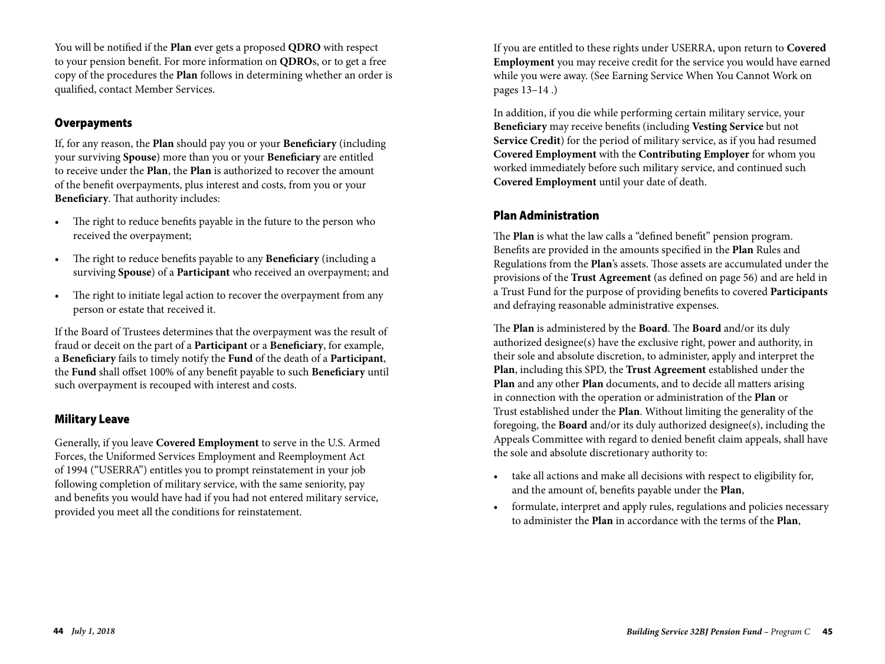You will be notified if the **Plan** ever gets a proposed **QDRO** with respect to your pension benefit. For more information on **QDRO**s, or to get a free copy of the procedures the **Plan** follows in determining whether an order is qualified, contact Member Services.

## Overpayments

If, for any reason, the **Plan** should pay you or your **Beneficiary** (including your surviving **Spouse**) more than you or your **Beneficiary** are entitled to receive under the **Plan**, the **Plan** is authorized to recover the amount of the benefit overpayments, plus interest and costs, from you or your **Beneficiary**. That authority includes:

- The right to reduce benefits payable in the future to the person who received the overpayment;
- The right to reduce benefits payable to any **Beneficiary** (including a surviving **Spouse**) of a **Participant** who received an overpayment; and
- The right to initiate legal action to recover the overpayment from any person or estate that received it.

If the Board of Trustees determines that the overpayment was the result of fraud or deceit on the part of a **Participant** or a **Beneficiary**, for example, a **Beneficiary** fails to timely notify the **Fund** of the death of a **Participant**, the **Fund** shall offset 100% of any benefit payable to such **Beneficiary** until such overpayment is recouped with interest and costs.

## Military Leave

Generally, if you leave **Covered Employment** to serve in the U.S. Armed Forces, the Uniformed Services Employment and Reemployment Act of 1994 ("USERRA") entitles you to prompt reinstatement in your job following completion of military service, with the same seniority, pay and benefits you would have had if you had not entered military service, provided you meet all the conditions for reinstatement.

If you are entitled to these rights under USERRA, upon return to **Covered Employment** you may receive credit for the service you would have earned while you were away. (See Earning Service When You Cannot Work on pages 13–14 .)

In addition, if you die while performing certain military service, your **Beneficiary** may receive benefits (including **Vesting Service** but not **Service Credit**) for the period of military service, as if you had resumed **Covered Employment** with the **Contributing Employer** for whom you worked immediately before such military service, and continued such **Covered Employment** until your date of death.

## Plan Administration

The **Plan** is what the law calls a "defined benefit" pension program. Benefits are provided in the amounts specified in the **Plan** Rules and Regulations from the **Plan**'s assets. Those assets are accumulated under the provisions of the **Trust Agreement** (as defined on page 56) and are held in a Trust Fund for the purpose of providing benefits to covered **Participants** and defraying reasonable administrative expenses.

The **Plan** is administered by the **Board**. The **Board** and/or its duly authorized designee(s) have the exclusive right, power and authority, in their sole and absolute discretion, to administer, apply and interpret the **Plan**, including this SPD, the **Trust Agreement** established under the **Plan** and any other **Plan** documents, and to decide all matters arising in connection with the operation or administration of the **Plan** or Trust established under the **Plan**. Without limiting the generality of the foregoing, the **Board** and/or its duly authorized designee(s), including the Appeals Committee with regard to denied benefit claim appeals, shall have the sole and absolute discretionary authority to:

- take all actions and make all decisions with respect to eligibility for, and the amount of, benefits payable under the **Plan**,
- formulate, interpret and apply rules, regulations and policies necessary to administer the **Plan** in accordance with the terms of the **Plan**,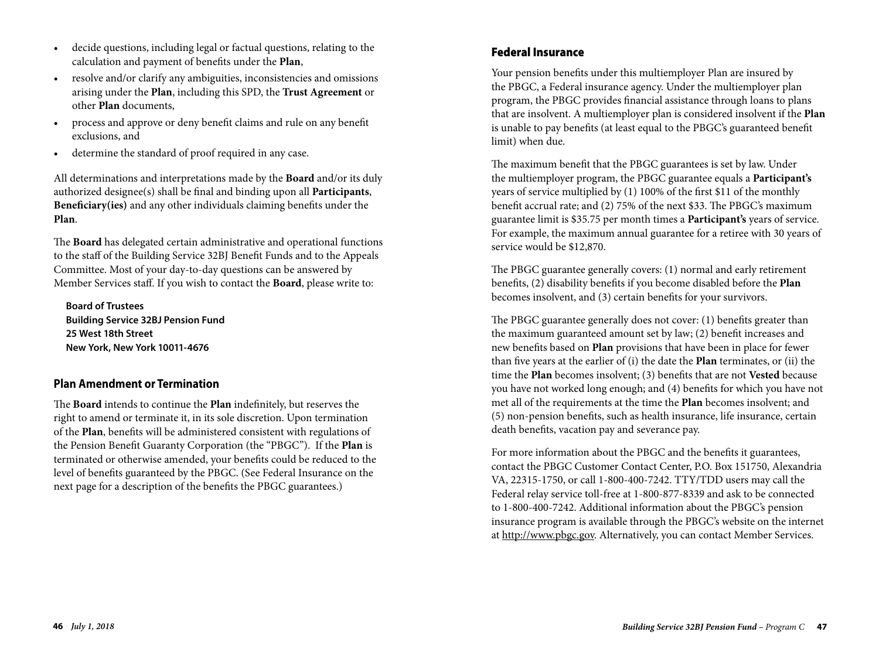- decide questions, including legal or factual questions, relating to the calculation and payment of benefits under the **Plan**,
- resolve and/or clarify any ambiguities, inconsistencies and omissions arising under the **Plan**, including this SPD, the **Trust Agreement** or other **Plan** documents,
- process and approve or deny benefit claims and rule on any benefit exclusions, and
- determine the standard of proof required in any case.

All determinations and interpretations made by the **Board** and/or its duly authorized designee(s) shall be final and binding upon all **Participants**, **Beneficiary(ies)** and any other individuals claiming benefits under the **Plan**.

The **Board** has delegated certain administrative and operational functions to the staff of the Building Service 32BJ Benefit Funds and to the Appeals Committee. Most of your day-to-day questions can be answered by Member Services staff. If you wish to contact the **Board**, please write to:

**Board of Trustees**
**Building Service 32BJ Pension Fund**
**25 West 18th Street**
**New York, New York 10011-4676**

## Plan Amendment or Termination

The **Board** intends to continue the **Plan** indefinitely, but reserves the right to amend or terminate it, in its sole discretion. Upon termination of the **Plan**, benefits will be administered consistent with regulations of the Pension Benefit Guaranty Corporation (the "PBGC"). If the **Plan** is terminated or otherwise amended, your benefits could be reduced to the level of benefits guaranteed by the PBGC. (See Federal Insurance on the next page for a description of the benefits the PBGC guarantees.)

## Federal Insurance

Your pension benefits under this multiemployer Plan are insured by the PBGC, a Federal insurance agency. Under the multiemployer plan program, the PBGC provides financial assistance through loans to plans that are insolvent. A multiemployer plan is considered insolvent if the **Plan** is unable to pay benefits (at least equal to the PBGC's guaranteed benefit limit) when due.

The maximum benefit that the PBGC guarantees is set by law. Under the multiemployer program, the PBGC guarantee equals a **Participant's** years of service multiplied by (1) 100% of the first $11 of the monthly benefit accrual rate; and (2) 75% of the next $33. The PBGC's maximum guarantee limit is $35.75 per month times a **Participant's** years of service. For example, the maximum annual guarantee for a retiree with 30 years of service would be $12,870.

The PBGC guarantee generally covers: (1) normal and early retirement benefits, (2) disability benefits if you become disabled before the **Plan** becomes insolvent, and (3) certain benefits for your survivors.

The PBGC guarantee generally does not cover: (1) benefits greater than the maximum guaranteed amount set by law; (2) benefit increases and new benefits based on **Plan** provisions that have been in place for fewer than five years at the earlier of (i) the date the **Plan** terminates, or (ii) the time the **Plan** becomes insolvent; (3) benefits that are not **Vested** because you have not worked long enough; and (4) benefits for which you have not met all of the requirements at the time the **Plan** becomes insolvent; and (5) non-pension benefits, such as health insurance, life insurance, certain death benefits, vacation pay and severance pay.

For more information about the PBGC and the benefits it guarantees, contact the PBGC Customer Contact Center, P.O. Box 151750, Alexandria VA, 22315-1750, or call 1-800-400-7242. TTY/TDD users may call the Federal relay service toll-free at 1-800-877-8339 and ask to be connected to 1-800-400-7242. Additional information about the PBGC's pension insurance program is available through the PBGC's website on the internet at http://www.pbgc.gov. Alternatively, you can contact Member Services.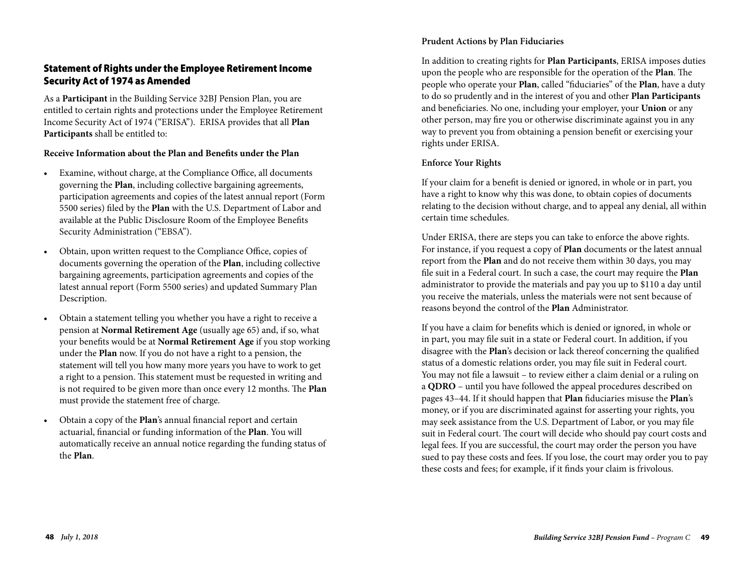## Statement of Rights under the Employee Retirement Income Security Act of 1974 as Amended

As a **Participant** in the Building Service 32BJ Pension Plan, you are entitled to certain rights and protections under the Employee Retirement Income Security Act of 1974 ("ERISA"). ERISA provides that all **Plan Participants** shall be entitled to:

### Receive Information about the Plan and Benefits under the Plan

- Examine, without charge, at the Compliance Office, all documents governing the **Plan**, including collective bargaining agreements, participation agreements and copies of the latest annual report (Form 5500 series) filed by the **Plan** with the U.S. Department of Labor and available at the Public Disclosure Room of the Employee Benefits Security Administration ("EBSA").
- Obtain, upon written request to the Compliance Office, copies of documents governing the operation of the **Plan**, including collective bargaining agreements, participation agreements and copies of the latest annual report (Form 5500 series) and updated Summary Plan Description.
- Obtain a statement telling you whether you have a right to receive a pension at **Normal Retirement Age** (usually age 65) and, if so, what your benefits would be at **Normal Retirement Age** if you stop working under the **Plan** now. If you do not have a right to a pension, the statement will tell you how many more years you have to work to get a right to a pension. This statement must be requested in writing and is not required to be given more than once every 12 months. The **Plan** must provide the statement free of charge.
- Obtain a copy of the **Plan**'s annual financial report and certain actuarial, financial or funding information of the **Plan**. You will automatically receive an annual notice regarding the funding status of the **Plan**.

### Prudent Actions by Plan Fiduciaries

In addition to creating rights for **Plan Participants**, ERISA imposes duties upon the people who are responsible for the operation of the **Plan**. The people who operate your **Plan**, called "fiduciaries" of the **Plan**, have a duty to do so prudently and in the interest of you and other **Plan Participants** and beneficiaries. No one, including your employer, your **Union** or any other person, may fire you or otherwise discriminate against you in any way to prevent you from obtaining a pension benefit or exercising your rights under ERISA.

### Enforce Your Rights

If your claim for a benefit is denied or ignored, in whole or in part, you have a right to know why this was done, to obtain copies of documents relating to the decision without charge, and to appeal any denial, all within certain time schedules.

Under ERISA, there are steps you can take to enforce the above rights. For instance, if you request a copy of **Plan** documents or the latest annual report from the **Plan** and do not receive them within 30 days, you may file suit in a Federal court. In such a case, the court may require the **Plan** administrator to provide the materials and pay you up to $110 a day until you receive the materials, unless the materials were not sent because of reasons beyond the control of the **Plan** Administrator.

If you have a claim for benefits which is denied or ignored, in whole or in part, you may file suit in a state or Federal court. In addition, if you disagree with the **Plan**'s decision or lack thereof concerning the qualified status of a domestic relations order, you may file suit in Federal court. You may not file a lawsuit – to review either a claim denial or a ruling on a **QDRO** – until you have followed the appeal procedures described on pages 43–44. If it should happen that **Plan** fiduciaries misuse the **Plan**'s money, or if you are discriminated against for asserting your rights, you may seek assistance from the U.S. Department of Labor, or you may file suit in Federal court. The court will decide who should pay court costs and legal fees. If you are successful, the court may order the person you have sued to pay these costs and fees. If you lose, the court may order you to pay these costs and fees; for example, if it finds your claim is frivolous.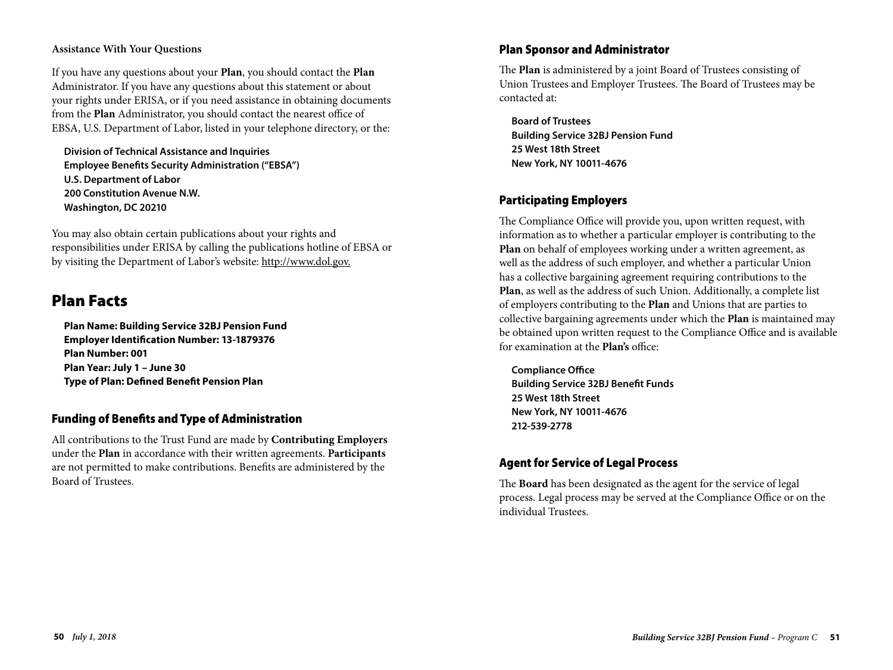**Assistance With Your Questions**

If you have any questions about your **Plan**, you should contact the **Plan** Administrator. If you have any questions about this statement or about your rights under ERISA, or if you need assistance in obtaining documents from the **Plan** Administrator, you should contact the nearest office of EBSA, U.S. Department of Labor, listed in your telephone directory, or the:

**Division of Technical Assistance and Inquiries**
**Employee Benefits Security Administration ("EBSA")**
**U.S. Department of Labor**
**200 Constitution Avenue N.W.**
**Washington, DC 20210**

You may also obtain certain publications about your rights and responsibilities under ERISA by calling the publications hotline of EBSA or by visiting the Department of Labor's website: http://www.dol.gov.

# Plan Facts

**Plan Name: Building Service 32BJ Pension Fund**
**Employer Identification Number: 13-1879376**
**Plan Number: 001**
**Plan Year: July 1 – June 30**
**Type of Plan: Defined Benefit Pension Plan**

## Funding of Benefits and Type of Administration

All contributions to the Trust Fund are made by **Contributing Employers** under the **Plan** in accordance with their written agreements. **Participants** are not permitted to make contributions. Benefits are administered by the Board of Trustees.

## Plan Sponsor and Administrator

The **Plan** is administered by a joint Board of Trustees consisting of Union Trustees and Employer Trustees. The Board of Trustees may be contacted at:

**Board of Trustees**
**Building Service 32BJ Pension Fund**
**25 West 18th Street**
**New York, NY 10011-4676**

## Participating Employers

The Compliance Office will provide you, upon written request, with information as to whether a particular employer is contributing to the **Plan** on behalf of employees working under a written agreement, as well as the address of such employer, and whether a particular Union has a collective bargaining agreement requiring contributions to the **Plan**, as well as the address of such Union. Additionally, a complete list of employers contributing to the **Plan** and Unions that are parties to collective bargaining agreements under which the **Plan** is maintained may be obtained upon written request to the Compliance Office and is available for examination at the **Plan's** office:

**Compliance Office**
**Building Service 32BJ Benefit Funds**
**25 West 18th Street**
**New York, NY 10011-4676**
**212-539-2778**

## Agent for Service of Legal Process

The **Board** has been designated as the agent for the service of legal process. Legal process may be served at the Compliance Office or on the individual Trustees.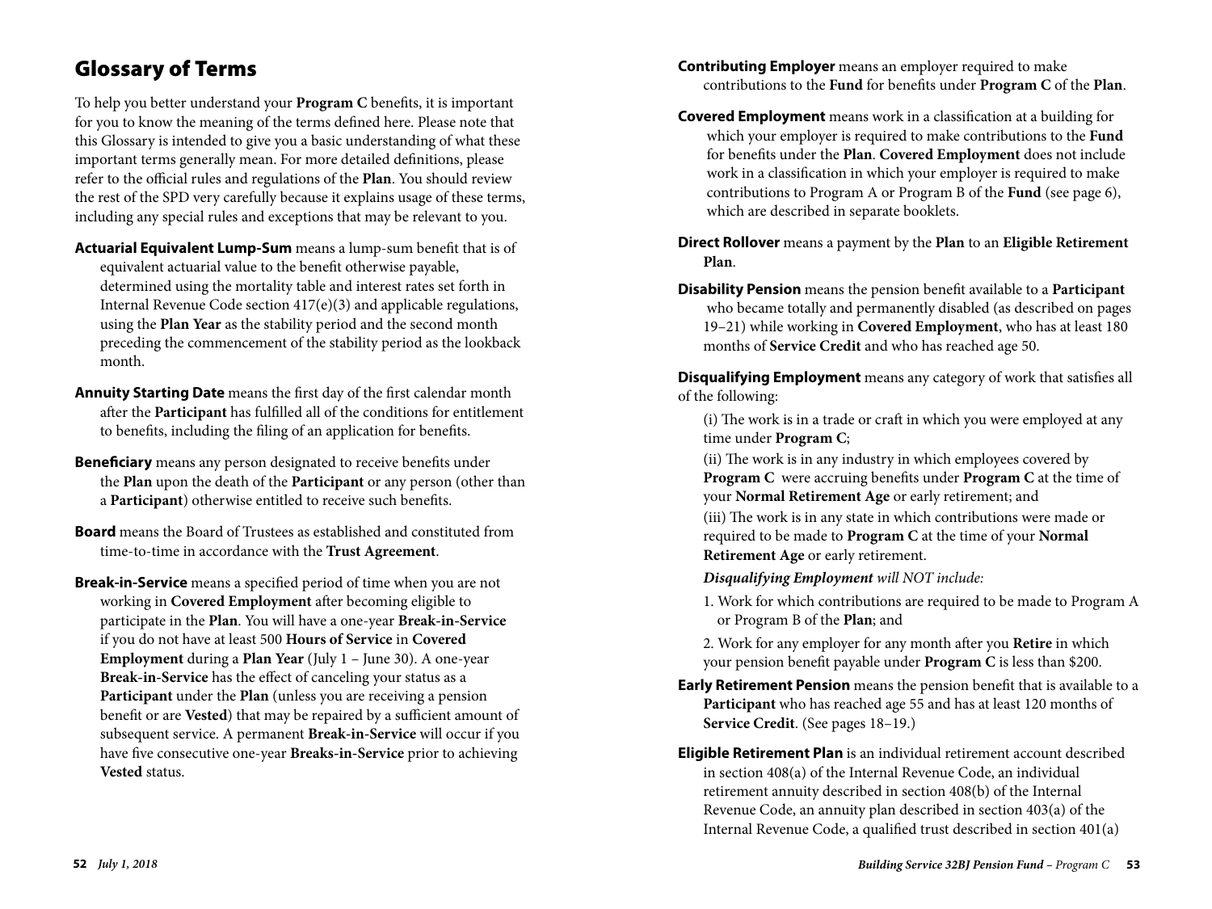# Glossary of Terms

To help you better understand your **Program C** benefits, it is important for you to know the meaning of the terms defined here. Please note that this Glossary is intended to give you a basic understanding of what these important terms generally mean. For more detailed definitions, please refer to the official rules and regulations of the **Plan**. You should review the rest of the SPD very carefully because it explains usage of these terms, including any special rules and exceptions that may be relevant to you.

**Actuarial Equivalent Lump-Sum** means a lump-sum benefit that is of equivalent actuarial value to the benefit otherwise payable, determined using the mortality table and interest rates set forth in Internal Revenue Code section 417(e)(3) and applicable regulations, using the **Plan Year** as the stability period and the second month preceding the commencement of the stability period as the lookback month.

**Annuity Starting Date** means the first day of the first calendar month after the **Participant** has fulfilled all of the conditions for entitlement to benefits, including the filing of an application for benefits.

**Beneficiary** means any person designated to receive benefits under the **Plan** upon the death of the **Participant** or any person (other than a **Participant**) otherwise entitled to receive such benefits.

**Board** means the Board of Trustees as established and constituted from time-to-time in accordance with the **Trust Agreement**.

**Break-in-Service** means a specified period of time when you are not working in **Covered Employment** after becoming eligible to participate in the **Plan**. You will have a one-year **Break-in-Service** if you do not have at least 500 **Hours of Service** in **Covered Employment** during a **Plan Year** (July 1 – June 30). A one-year **Break-in-Service** has the effect of canceling your status as a **Participant** under the **Plan** (unless you are receiving a pension benefit or are **Vested**) that may be repaired by a sufficient amount of subsequent service. A permanent **Break-in-Service** will occur if you have five consecutive one-year **Breaks-in-Service** prior to achieving **Vested** status.

**Contributing Employer** means an employer required to make contributions to the **Fund** for benefits under **Program C** of the **Plan**.

**Covered Employment** means work in a classification at a building for which your employer is required to make contributions to the **Fund** for benefits under the **Plan**. **Covered Employment** does not include work in a classification in which your employer is required to make contributions to Program A or Program B of the **Fund** (see page 6), which are described in separate booklets.

**Direct Rollover** means a payment by the **Plan** to an **Eligible Retirement Plan**.

**Disability Pension** means the pension benefit available to a **Participant** who became totally and permanently disabled (as described on pages 19–21) while working in **Covered Employment**, who has at least 180 months of **Service Credit** and who has reached age 50.

**Disqualifying Employment** means any category of work that satisfies all of the following:

(i) The work is in a trade or craft in which you were employed at any time under **Program C**;

(ii) The work is in any industry in which employees covered by **Program C** were accruing benefits under **Program C** at the time of your **Normal Retirement Age** or early retirement; and

(iii) The work is in any state in which contributions were made or required to be made to **Program C** at the time of your **Normal Retirement Age** or early retirement.

***Disqualifying Employment*** *will NOT include:*

1. Work for which contributions are required to be made to Program A or Program B of the **Plan**; and
2. Work for any employer for any month after you **Retire** in which your pension benefit payable under **Program C** is less than $200.

**Early Retirement Pension** means the pension benefit that is available to a **Participant** who has reached age 55 and has at least 120 months of **Service Credit**. (See pages 18–19.)

**Eligible Retirement Plan** is an individual retirement account described in section 408(a) of the Internal Revenue Code, an individual retirement annuity described in section 408(b) of the Internal Revenue Code, an annuity plan described in section 403(a) of the Internal Revenue Code, a qualified trust described in section 401(a)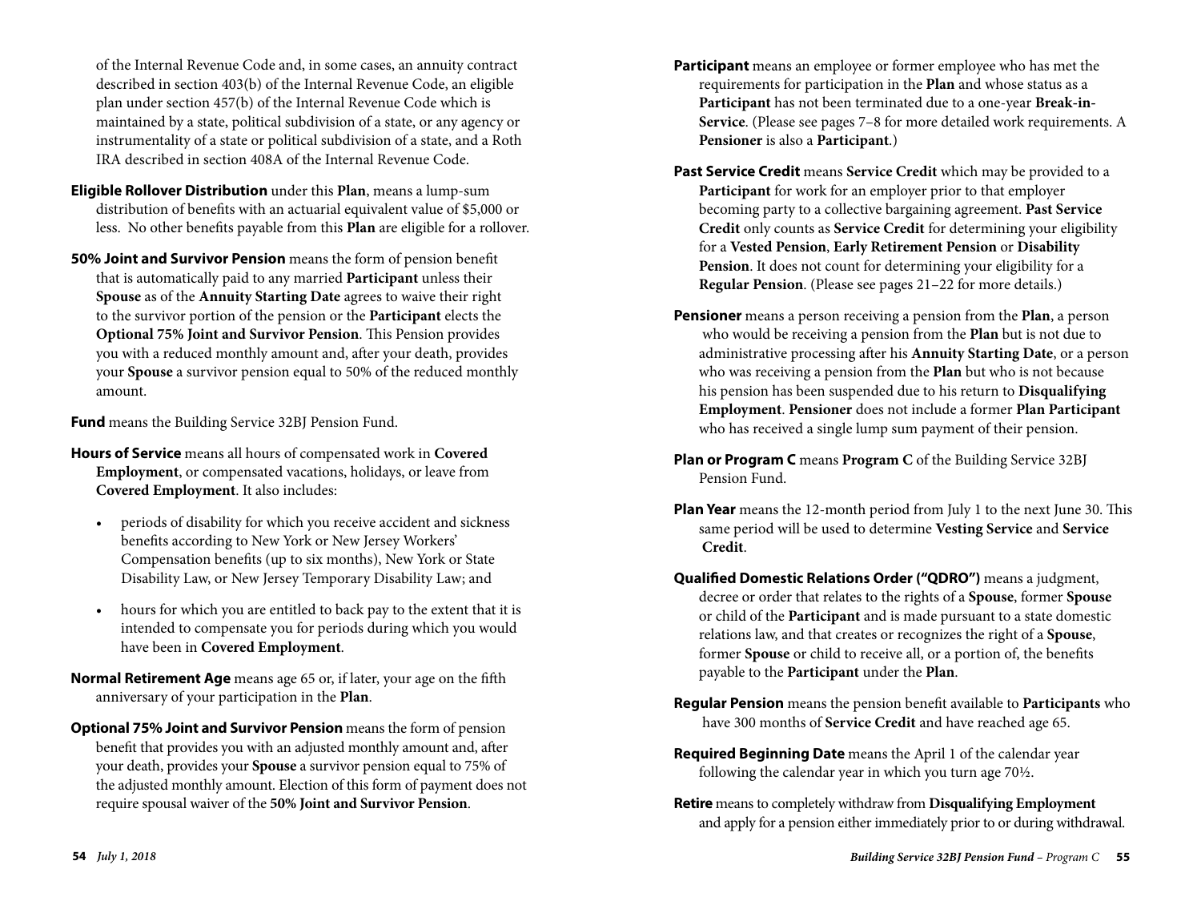of the Internal Revenue Code and, in some cases, an annuity contract described in section 403(b) of the Internal Revenue Code, an eligible plan under section 457(b) of the Internal Revenue Code which is maintained by a state, political subdivision of a state, or any agency or instrumentality of a state or political subdivision of a state, and a Roth IRA described in section 408A of the Internal Revenue Code.

**Eligible Rollover Distribution** under this **Plan**, means a lump-sum distribution of benefits with an actuarial equivalent value of $5,000 or less. No other benefits payable from this **Plan** are eligible for a rollover.

**50% Joint and Survivor Pension** means the form of pension benefit that is automatically paid to any married **Participant** unless their **Spouse** as of the **Annuity Starting Date** agrees to waive their right to the survivor portion of the pension or the **Participant** elects the **Optional 75% Joint and Survivor Pension**. This Pension provides you with a reduced monthly amount and, after your death, provides your **Spouse** a survivor pension equal to 50% of the reduced monthly amount.

**Fund** means the Building Service 32BJ Pension Fund.

**Hours of Service** means all hours of compensated work in **Covered Employment**, or compensated vacations, holidays, or leave from **Covered Employment**. It also includes:

- periods of disability for which you receive accident and sickness benefits according to New York or New Jersey Workers' Compensation benefits (up to six months), New York or State Disability Law, or New Jersey Temporary Disability Law; and
- hours for which you are entitled to back pay to the extent that it is intended to compensate you for periods during which you would have been in **Covered Employment**.

**Normal Retirement Age** means age 65 or, if later, your age on the fifth anniversary of your participation in the **Plan**.

**Optional 75% Joint and Survivor Pension** means the form of pension benefit that provides you with an adjusted monthly amount and, after your death, provides your **Spouse** a survivor pension equal to 75% of the adjusted monthly amount. Election of this form of payment does not require spousal waiver of the **50% Joint and Survivor Pension**.

**Participant** means an employee or former employee who has met the requirements for participation in the **Plan** and whose status as a **Participant** has not been terminated due to a one-year **Break-in-Service**. (Please see pages 7–8 for more detailed work requirements. A **Pensioner** is also a **Participant**.)

**Past Service Credit** means **Service Credit** which may be provided to a **Participant** for work for an employer prior to that employer becoming party to a collective bargaining agreement. **Past Service Credit** only counts as **Service Credit** for determining your eligibility for a **Vested Pension**, **Early Retirement Pension** or **Disability Pension**. It does not count for determining your eligibility for a **Regular Pension**. (Please see pages 21–22 for more details.)

**Pensioner** means a person receiving a pension from the **Plan**, a person who would be receiving a pension from the **Plan** but is not due to administrative processing after his **Annuity Starting Date**, or a person who was receiving a pension from the **Plan** but who is not because his pension has been suspended due to his return to **Disqualifying Employment**. **Pensioner** does not include a former **Plan Participant** who has received a single lump sum payment of their pension.

**Plan or Program C** means **Program C** of the Building Service 32BJ Pension Fund.

**Plan Year** means the 12-month period from July 1 to the next June 30. This same period will be used to determine **Vesting Service** and **Service Credit**.

**Qualified Domestic Relations Order ("QDRO")** means a judgment, decree or order that relates to the rights of a **Spouse**, former **Spouse** or child of the **Participant** and is made pursuant to a state domestic relations law, and that creates or recognizes the right of a **Spouse**, former **Spouse** or child to receive all, or a portion of, the benefits payable to the **Participant** under the **Plan**.

**Regular Pension** means the pension benefit available to **Participants** who have 300 months of **Service Credit** and have reached age 65.

**Required Beginning Date** means the April 1 of the calendar year following the calendar year in which you turn age 70½.

**Retire** means to completely withdraw from **Disqualifying Employment** and apply for a pension either immediately prior to or during withdrawal.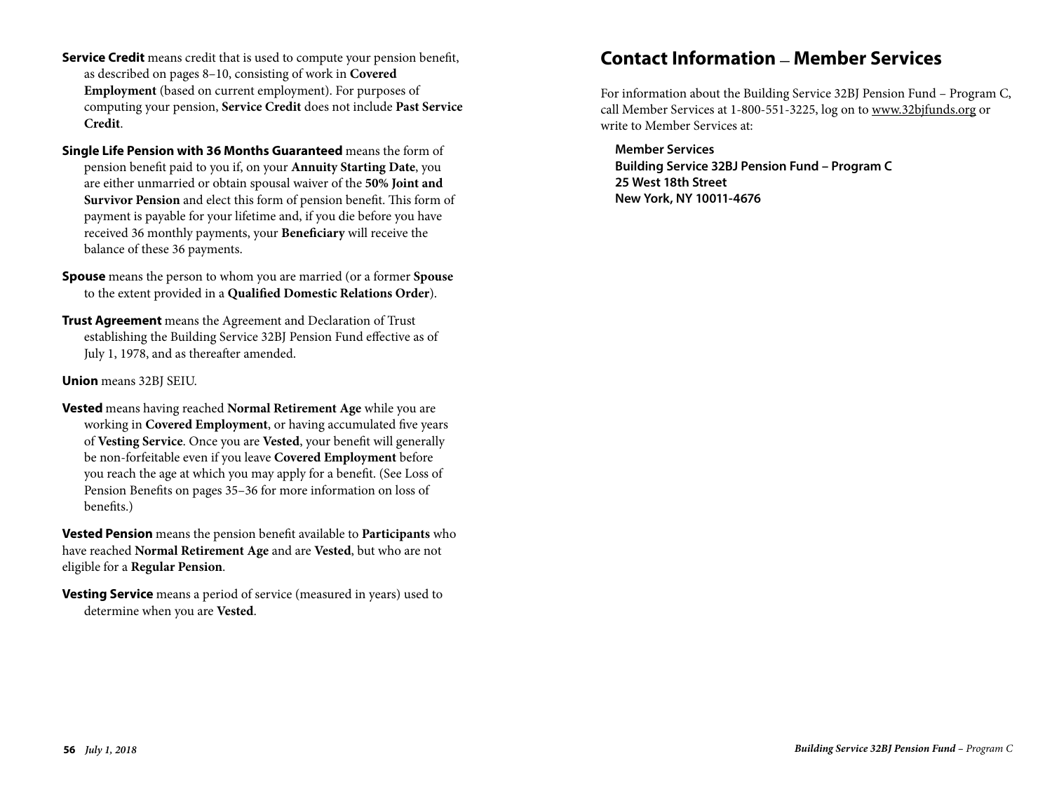**Service Credit** means credit that is used to compute your pension benefit, as described on pages 8–10, consisting of work in **Covered Employment** (based on current employment). For purposes of computing your pension, **Service Credit** does not include **Past Service Credit**.

**Single Life Pension with 36 Months Guaranteed** means the form of pension benefit paid to you if, on your **Annuity Starting Date**, you are either unmarried or obtain spousal waiver of the **50% Joint and Survivor Pension** and elect this form of pension benefit. This form of payment is payable for your lifetime and, if you die before you have received 36 monthly payments, your **Beneficiary** will receive the balance of these 36 payments.

**Spouse** means the person to whom you are married (or a former **Spouse** to the extent provided in a **Qualified Domestic Relations Order**).

**Trust Agreement** means the Agreement and Declaration of Trust establishing the Building Service 32BJ Pension Fund effective as of July 1, 1978, and as thereafter amended.

**Union** means 32BJ SEIU.

**Vested** means having reached **Normal Retirement Age** while you are working in **Covered Employment**, or having accumulated five years of **Vesting Service**. Once you are **Vested**, your benefit will generally be non-forfeitable even if you leave **Covered Employment** before you reach the age at which you may apply for a benefit. (See Loss of Pension Benefits on pages 35–36 for more information on loss of benefits.)

**Vested Pension** means the pension benefit available to **Participants** who have reached **Normal Retirement Age** and are **Vested**, but who are not eligible for a **Regular Pension**.

**Vesting Service** means a period of service (measured in years) used to determine when you are **Vested**.

## Contact Information — Member Services

For information about the Building Service 32BJ Pension Fund – Program C, call Member Services at 1-800-551-3225, log on to www.32bjfunds.org or write to Member Services at:

**Member Services**
**Building Service 32BJ Pension Fund – Program C**
**25 West 18th Street**
**New York, NY 10011-4676**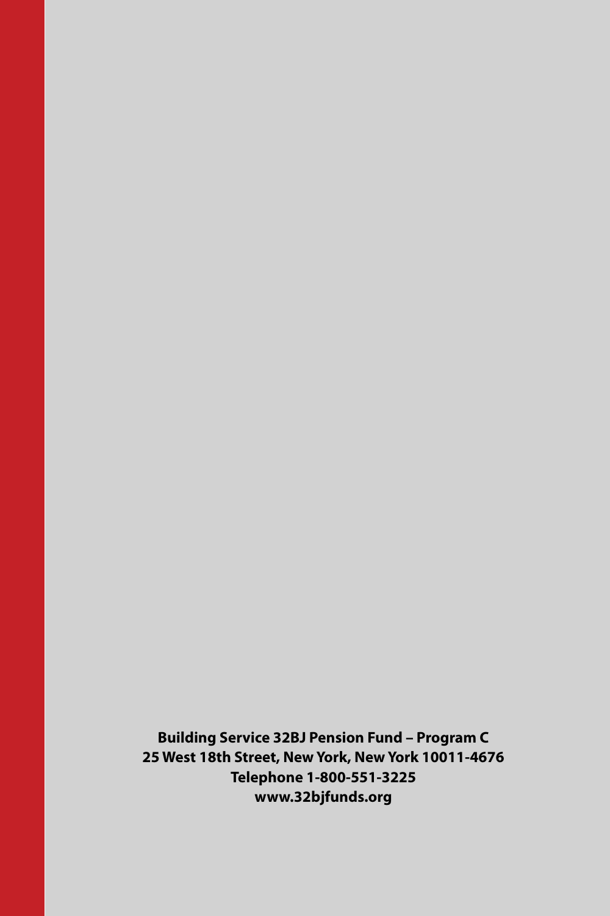**Building Service 32BJ Pension Fund – Program C**
**25 West 18th Street, New York, New York 10011-4676**
**Telephone 1-800-551-3225**
**www.32bjfunds.org**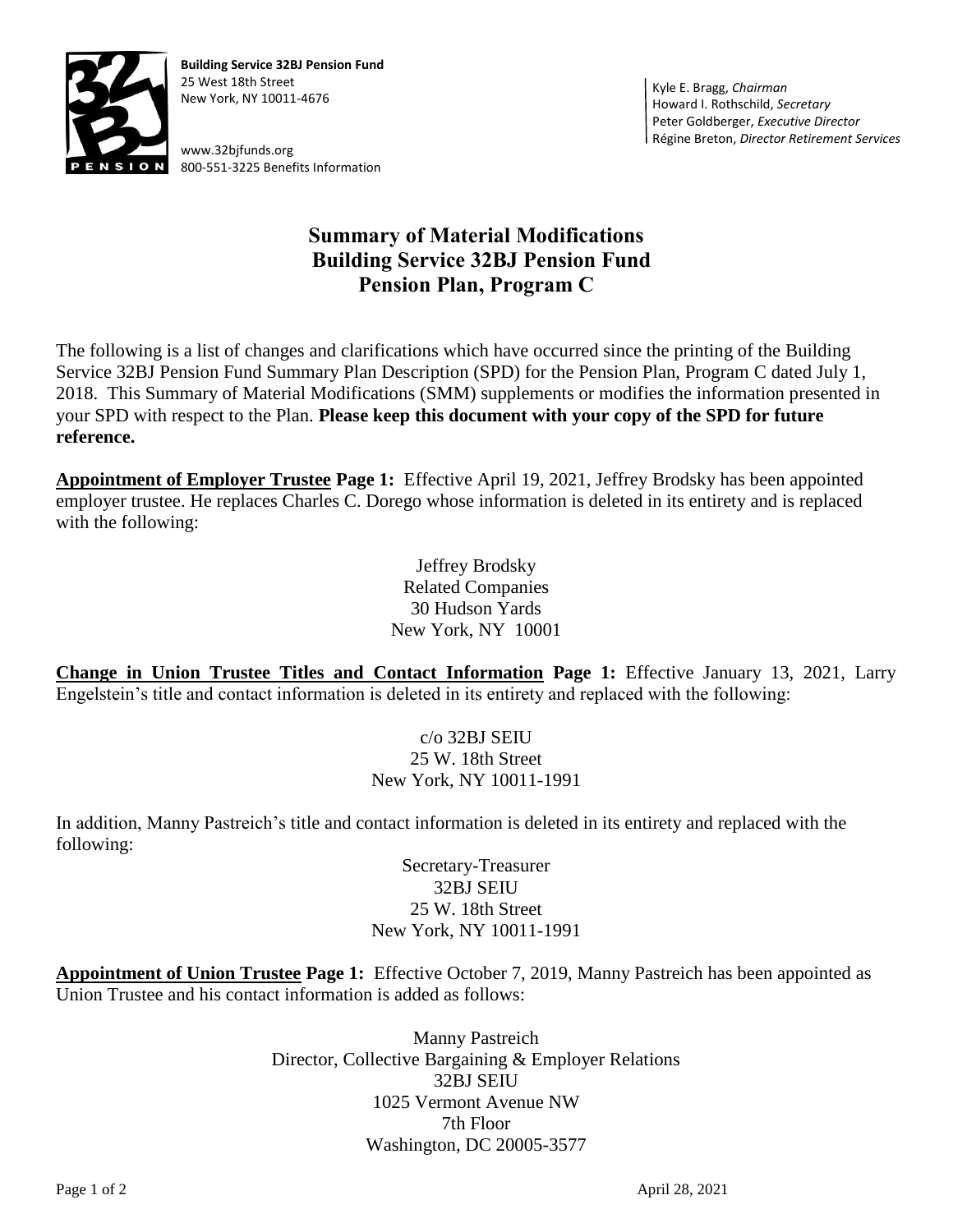**Building Service 32BJ Pension Fund**
25 West 18th Street
New York, NY 10011-4676

www.32bjfunds.org
800-551-3225 Benefits Information

Kyle E. Bragg, *Chairman*
Howard I. Rothschild, *Secretary*
Peter Goldberger, *Executive Director*
Régine Breton, *Director Retirement Services*

# Summary of Material Modifications
# Building Service 32BJ Pension Fund
# Pension Plan, Program C

The following is a list of changes and clarifications which have occurred since the printing of the Building Service 32BJ Pension Fund Summary Plan Description (SPD) for the Pension Plan, Program C dated July 1, 2018. This Summary of Material Modifications (SMM) supplements or modifies the information presented in your SPD with respect to the Plan. **Please keep this document with your copy of the SPD for future reference.**

**Appointment of Employer Trustee Page 1:** Effective April 19, 2021, Jeffrey Brodsky has been appointed employer trustee. He replaces Charles C. Dorego whose information is deleted in its entirety and is replaced with the following:

Jeffrey Brodsky
Related Companies
30 Hudson Yards
New York, NY 10001

**Change in Union Trustee Titles and Contact Information Page 1:** Effective January 13, 2021, Larry Engelstein's title and contact information is deleted in its entirety and replaced with the following:

c/o 32BJ SEIU
25 W. 18th Street
New York, NY 10011-1991

In addition, Manny Pastreich's title and contact information is deleted in its entirety and replaced with the following:

Secretary-Treasurer
32BJ SEIU
25 W. 18th Street
New York, NY 10011-1991

**Appointment of Union Trustee Page 1:** Effective October 7, 2019, Manny Pastreich has been appointed as Union Trustee and his contact information is added as follows:

Manny Pastreich
Director, Collective Bargaining & Employer Relations
32BJ SEIU
1025 Vermont Avenue NW
7th Floor
Washington, DC 20005-3577

April 28, 2021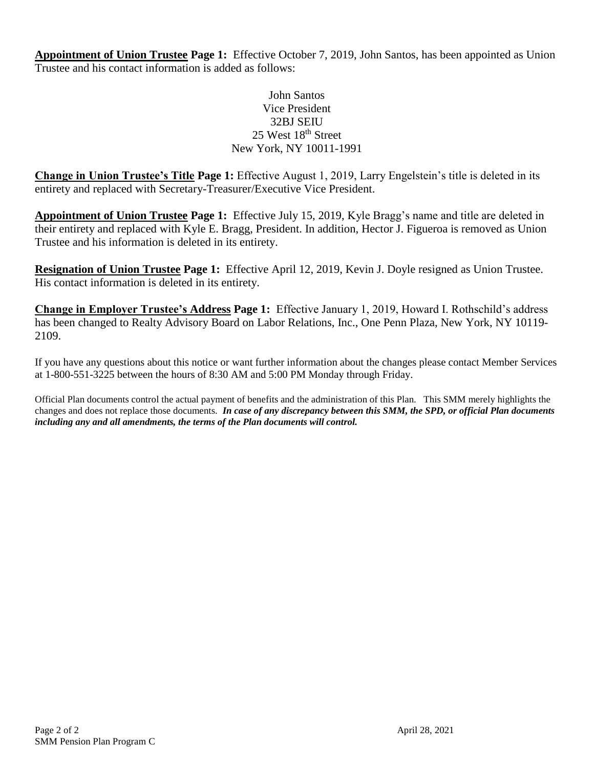**Appointment of Union Trustee Page 1:** Effective October 7, 2019, John Santos, has been appointed as Union Trustee and his contact information is added as follows:

John Santos
Vice President
32BJ SEIU
25 West 18th Street
New York, NY 10011-1991

**Change in Union Trustee's Title Page 1:** Effective August 1, 2019, Larry Engelstein's title is deleted in its entirety and replaced with Secretary-Treasurer/Executive Vice President.

**Appointment of Union Trustee Page 1:** Effective July 15, 2019, Kyle Bragg's name and title are deleted in their entirety and replaced with Kyle E. Bragg, President. In addition, Hector J. Figueroa is removed as Union Trustee and his information is deleted in its entirety.

**Resignation of Union Trustee Page 1:** Effective April 12, 2019, Kevin J. Doyle resigned as Union Trustee. His contact information is deleted in its entirety.

**Change in Employer Trustee's Address Page 1:** Effective January 1, 2019, Howard I. Rothschild's address has been changed to Realty Advisory Board on Labor Relations, Inc., One Penn Plaza, New York, NY 10119-2109.

If you have any questions about this notice or want further information about the changes please contact Member Services at 1-800-551-3225 between the hours of 8:30 AM and 5:00 PM Monday through Friday.

Official Plan documents control the actual payment of benefits and the administration of this Plan. This SMM merely highlights the changes and does not replace those documents. ***In case of any discrepancy between this SMM, the SPD, or official Plan documents including any and all amendments, the terms of the Plan documents will control.***

April 28, 2021
SMM Pension Plan Program C